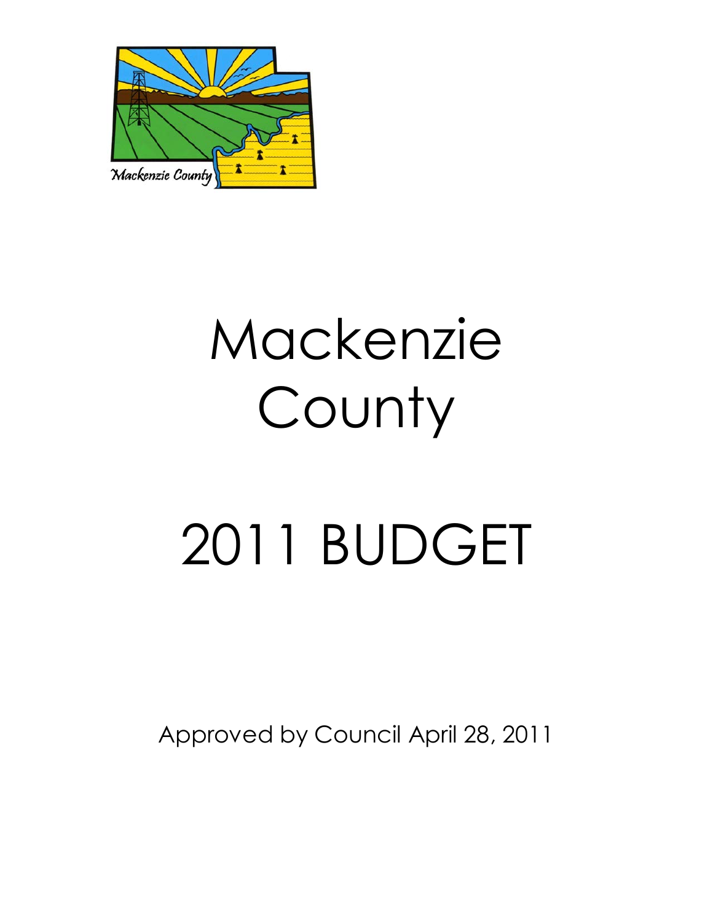# Mackenzie County

# 2011 BUDGET

Approved by Council April 28, 2011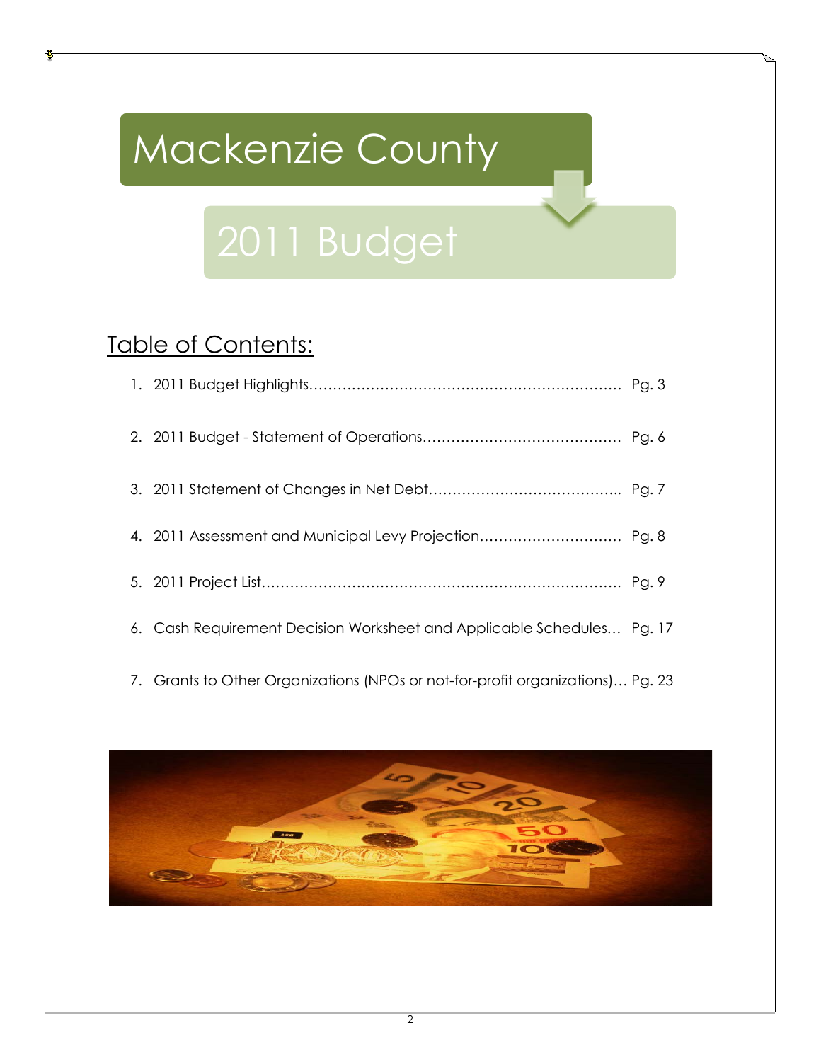# Mackenzie County

# 2011 Budget

## Table of Contents:

1. 2011 Budget Highlights…………………………………………………………… Pg. 3
2. 2011 Budget - Statement of Operations…………………………………… Pg. 6
3. 2011 Statement of Changes in Net Debt………………………………….. Pg. 7
4. 2011 Assessment and Municipal Levy Projection………………………… Pg. 8
5. 2011 Project List………………………………………………………………… Pg. 9
6. Cash Requirement Decision Worksheet and Applicable Schedules… Pg. 17
7. Grants to Other Organizations (NPOs or not-for-profit organizations)… Pg. 23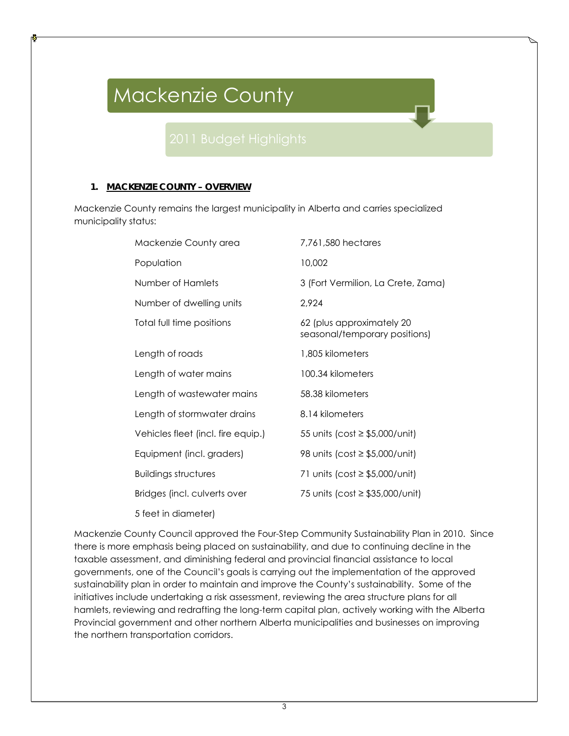# Mackenzie County

## 2011 Budget Highlights

### 1. MACKENZIE COUNTY – OVERVIEW

Mackenzie County remains the largest municipality in Alberta and carries specialized municipality status:

| | |
|---|---|
| Mackenzie County area | 7,761,580 hectares |
| Population | 10,002 |
| Number of Hamlets | 3 (Fort Vermilion, La Crete, Zama) |
| Number of dwelling units | 2,924 |
| Total full time positions | 62 (plus approximately 20 seasonal/temporary positions) |
| Length of roads | 1,805 kilometers |
| Length of water mains | 100.34 kilometers |
| Length of wastewater mains | 58.38 kilometers |
| Length of stormwater drains | 8.14 kilometers |
| Vehicles fleet (incl. fire equip.) | 55 units (cost ≥ $5,000/unit) |
| Equipment (incl. graders) | 98 units (cost ≥ $5,000/unit) |
| Buildings structures | 71 units (cost ≥ $5,000/unit) |
| Bridges (incl. culverts over 5 feet in diameter) | 75 units (cost ≥ $35,000/unit) |

Mackenzie County Council approved the Four-Step Community Sustainability Plan in 2010. Since there is more emphasis being placed on sustainability, and due to continuing decline in the taxable assessment, and diminishing federal and provincial financial assistance to local governments, one of the Council's goals is carrying out the implementation of the approved sustainability plan in order to maintain and improve the County's sustainability. Some of the initiatives include undertaking a risk assessment, reviewing the area structure plans for all hamlets, reviewing and redrafting the long-term capital plan, actively working with the Alberta Provincial government and other northern Alberta municipalities and businesses on improving the northern transportation corridors.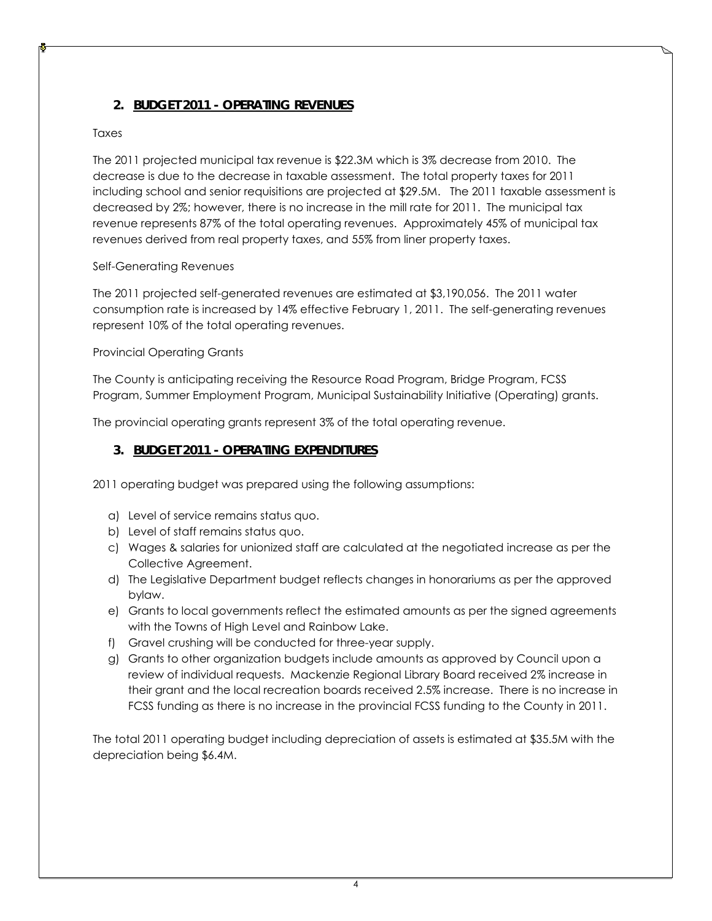## 2. BUDGET 2011 - OPERATING REVENUES

Taxes

The 2011 projected municipal tax revenue is $22.3M which is 3% decrease from 2010. The decrease is due to the decrease in taxable assessment. The total property taxes for 2011 including school and senior requisitions are projected at $29.5M. The 2011 taxable assessment is decreased by 2%; however, there is no increase in the mill rate for 2011. The municipal tax revenue represents 87% of the total operating revenues. Approximately 45% of municipal tax revenues derived from real property taxes, and 55% from liner property taxes.

Self-Generating Revenues

The 2011 projected self-generated revenues are estimated at $3,190,056. The 2011 water consumption rate is increased by 14% effective February 1, 2011. The self-generating revenues represent 10% of the total operating revenues.

Provincial Operating Grants

The County is anticipating receiving the Resource Road Program, Bridge Program, FCSS Program, Summer Employment Program, Municipal Sustainability Initiative (Operating) grants.

The provincial operating grants represent 3% of the total operating revenue.

## 3. BUDGET 2011 - OPERATING EXPENDITURES

2011 operating budget was prepared using the following assumptions:

a) Level of service remains status quo.
b) Level of staff remains status quo.
c) Wages & salaries for unionized staff are calculated at the negotiated increase as per the Collective Agreement.
d) The Legislative Department budget reflects changes in honorariums as per the approved bylaw.
e) Grants to local governments reflect the estimated amounts as per the signed agreements with the Towns of High Level and Rainbow Lake.
f) Gravel crushing will be conducted for three-year supply.
g) Grants to other organization budgets include amounts as approved by Council upon a review of individual requests. Mackenzie Regional Library Board received 2% increase in their grant and the local recreation boards received 2.5% increase. There is no increase in FCSS funding as there is no increase in the provincial FCSS funding to the County in 2011.

The total 2011 operating budget including depreciation of assets is estimated at $35.5M with the depreciation being $6.4M.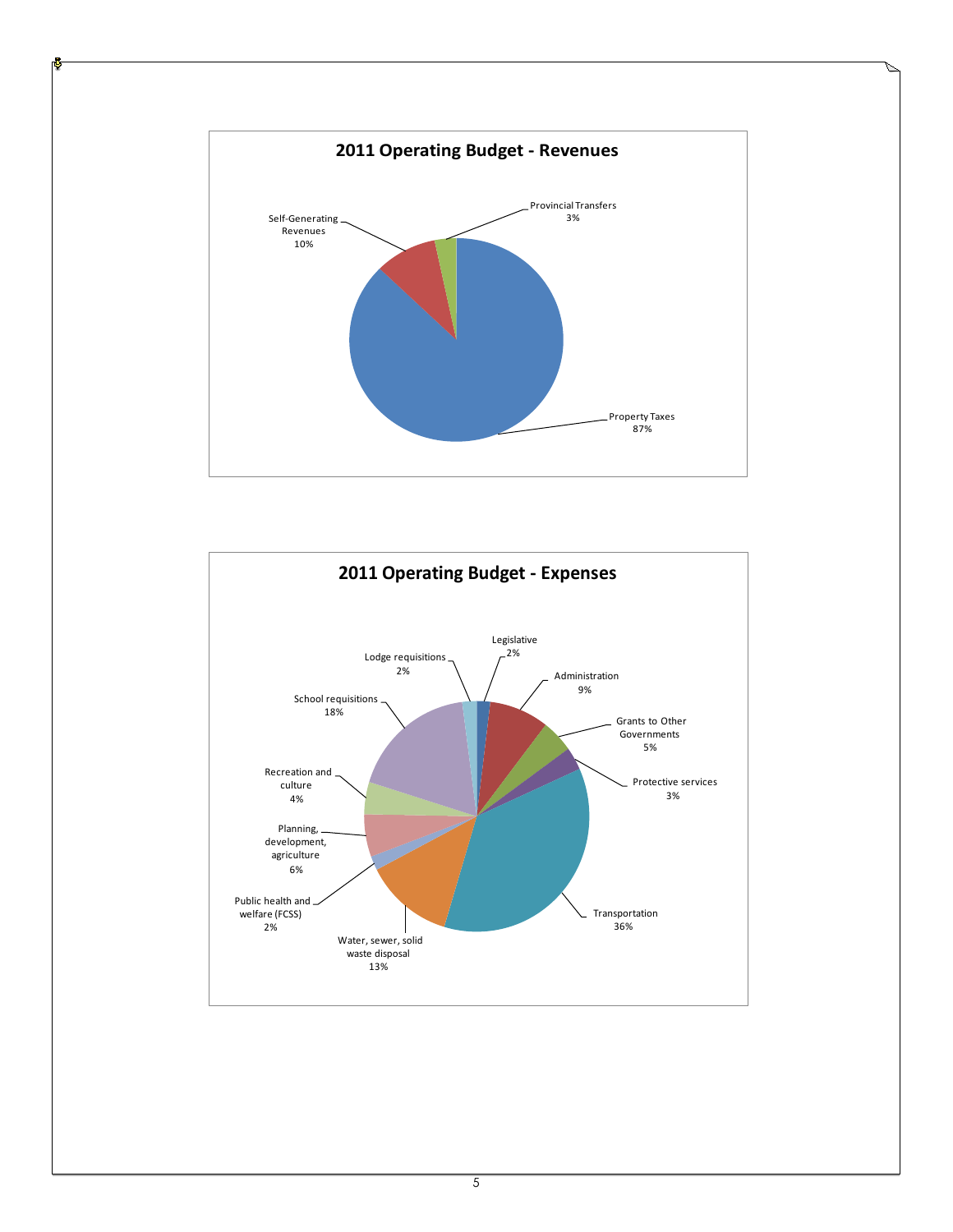## 2011 Operating Budget - Revenues

| Category | Percentage |
| --- | --- |
| Property Taxes | 87% |
| Self-Generating Revenues | 10% |
| Provincial Transfers | 3% |

## 2011 Operating Budget - Expenses

| Category | Percentage |
| --- | --- |
| Legislative | 2% |
| Administration | 9% |
| Grants to Other Governments | 5% |
| Protective services | 3% |
| Transportation | 36% |
| Water, sewer, solid waste disposal | 13% |
| Public health and welfare (FCSS) | 2% |
| Planning, development, agriculture | 6% |
| Recreation and culture | 4% |
| School requisitions | 18% |
| Lodge requisitions | 2% |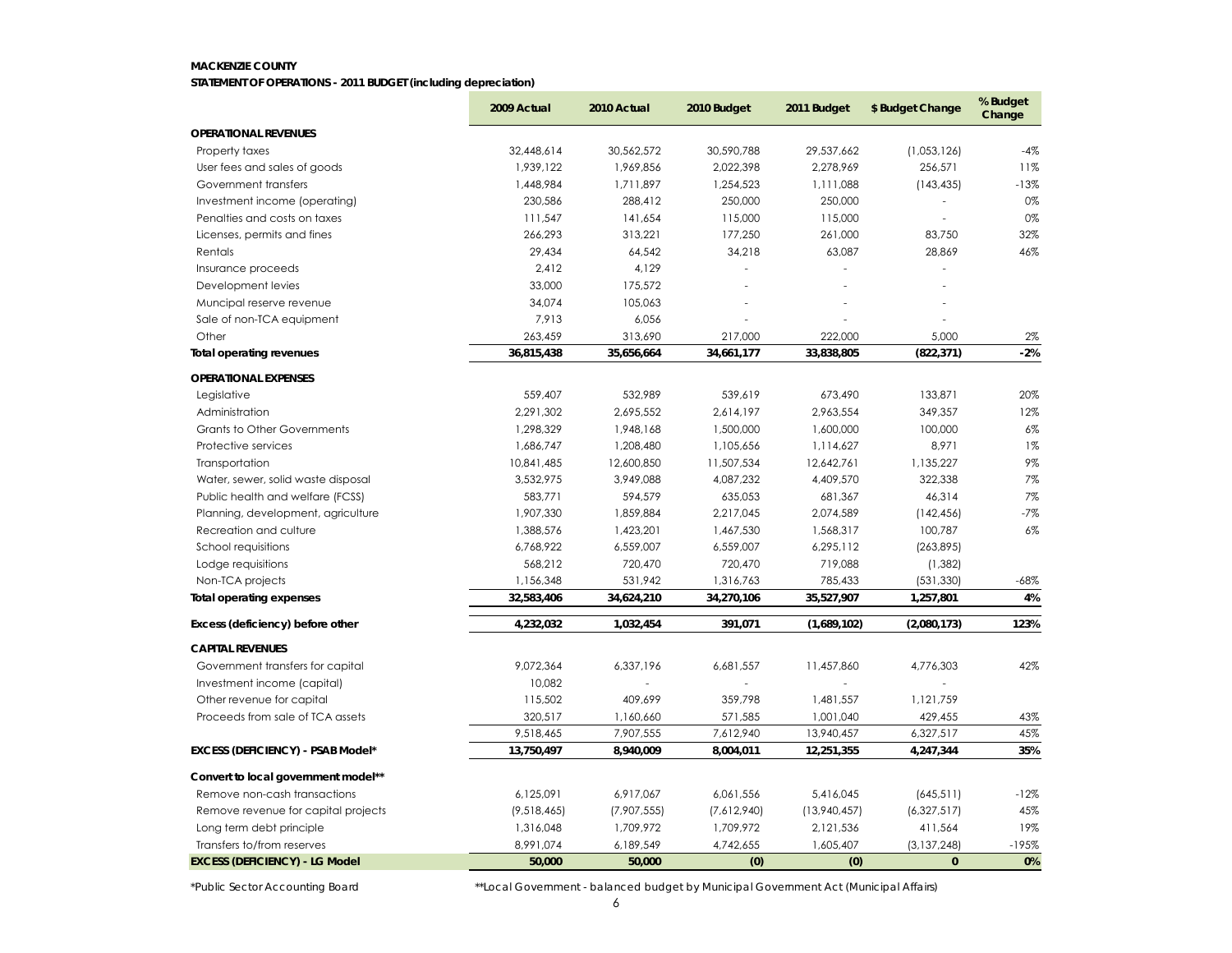**MACKENZIE COUNTY**
**STATEMENT OF OPERATIONS - 2011 BUDGET (including depreciation)**

| | 2009 Actual | 2010 Actual | 2010 Budget | 2011 Budget | $ Budget Change | % Budget Change |
|---|---|---|---|---|---|---|
| **OPERATIONAL REVENUES** | | | | | | |
| Property taxes | 32,448,614 | 30,562,572 | 30,590,788 | 29,537,662 | (1,053,126) | -4% |
| User fees and sales of goods | 1,939,122 | 1,969,856 | 2,022,398 | 2,278,969 | 256,571 | 11% |
| Government transfers | 1,448,984 | 1,711,897 | 1,254,523 | 1,111,088 | (143,435) | -13% |
| Investment income (operating) | 230,586 | 288,412 | 250,000 | 250,000 | - | 0% |
| Penalties and costs on taxes | 111,547 | 141,654 | 115,000 | 115,000 | - | 0% |
| Licenses, permits and fines | 266,293 | 313,221 | 177,250 | 261,000 | 83,750 | 32% |
| Rentals | 29,434 | 64,542 | 34,218 | 63,087 | 28,869 | 46% |
| Insurance proceeds | 2,412 | 4,129 | - | - | - | |
| Development levies | 33,000 | 175,572 | - | - | - | |
| Muncipal reserve revenue | 34,074 | 105,063 | - | - | - | |
| Sale of non-TCA equipment | 7,913 | 6,056 | - | - | - | |
| Other | 263,459 | 313,690 | 217,000 | 222,000 | 5,000 | 2% |
| **Total operating revenues** | **36,815,438** | **35,656,664** | **34,661,177** | **33,838,805** | **(822,371)** | **-2%** |
| **OPERATIONAL EXPENSES** | | | | | | |
| Legislative | 559,407 | 532,989 | 539,619 | 673,490 | 133,871 | 20% |
| Administration | 2,291,302 | 2,695,552 | 2,614,197 | 2,963,554 | 349,357 | 12% |
| Grants to Other Governments | 1,298,329 | 1,948,168 | 1,500,000 | 1,600,000 | 100,000 | 6% |
| Protective services | 1,686,747 | 1,208,480 | 1,105,656 | 1,114,627 | 8,971 | 1% |
| Transportation | 10,841,485 | 12,600,850 | 11,507,534 | 12,642,761 | 1,135,227 | 9% |
| Water, sewer, solid waste disposal | 3,532,975 | 3,949,088 | 4,087,232 | 4,409,570 | 322,338 | 7% |
| Public health and welfare (FCSS) | 583,771 | 594,579 | 635,053 | 681,367 | 46,314 | 7% |
| Planning, development, agriculture | 1,907,330 | 1,859,884 | 2,217,045 | 2,074,589 | (142,456) | -7% |
| Recreation and culture | 1,388,576 | 1,423,201 | 1,467,530 | 1,568,317 | 100,787 | 6% |
| School requisitions | 6,768,922 | 6,559,007 | 6,559,007 | 6,295,112 | (263,895) | |
| Lodge requisitions | 568,212 | 720,470 | 720,470 | 719,088 | (1,382) | |
| Non-TCA projects | 1,156,348 | 531,942 | 1,316,763 | 785,433 | (531,330) | -68% |
| **Total operating expenses** | **32,583,406** | **34,624,210** | **34,270,106** | **35,527,907** | **1,257,801** | **4%** |
| **Excess (deficiency) before other** | **4,232,032** | **1,032,454** | **391,071** | **(1,689,102)** | **(2,080,173)** | **123%** |
| **CAPITAL REVENUES** | | | | | | |
| Government transfers for capital | 9,072,364 | 6,337,196 | 6,681,557 | 11,457,860 | 4,776,303 | 42% |
| Investment income (capital) | 10,082 | - | - | - | - | |
| Other revenue for capital | 115,502 | 409,699 | 359,798 | 1,481,557 | 1,121,759 | |
| Proceeds from sale of TCA assets | 320,517 | 1,160,660 | 571,585 | 1,001,040 | 429,455 | 43% |
| | 9,518,465 | 7,907,555 | 7,612,940 | 13,940,457 | 6,327,517 | 45% |
| **EXCESS (DEFICIENCY) - PSAB Model*** | **13,750,497** | **8,940,009** | **8,004,011** | **12,251,355** | **4,247,344** | **35%** |
| **Convert to local government model**** | | | | | | |
| Remove non-cash transactions | 6,125,091 | 6,917,067 | 6,061,556 | 5,416,045 | (645,511) | -12% |
| Remove revenue for capital projects | (9,518,465) | (7,907,555) | (7,612,940) | (13,940,457) | (6,327,517) | 45% |
| Long term debt principle | 1,316,048 | 1,709,972 | 1,709,972 | 2,121,536 | 411,564 | 19% |
| Transfers to/from reserves | 8,991,074 | 6,189,549 | 4,742,655 | 1,605,407 | (3,137,248) | -195% |
| **EXCESS (DEFICIENCY) - LG Model** | **50,000** | **50,000** | **(0)** | **(0)** | **0** | **0%** |

*Public Sector Accounting Board

**Local Government - balanced budget by Municipal Government Act (Municipal Affairs)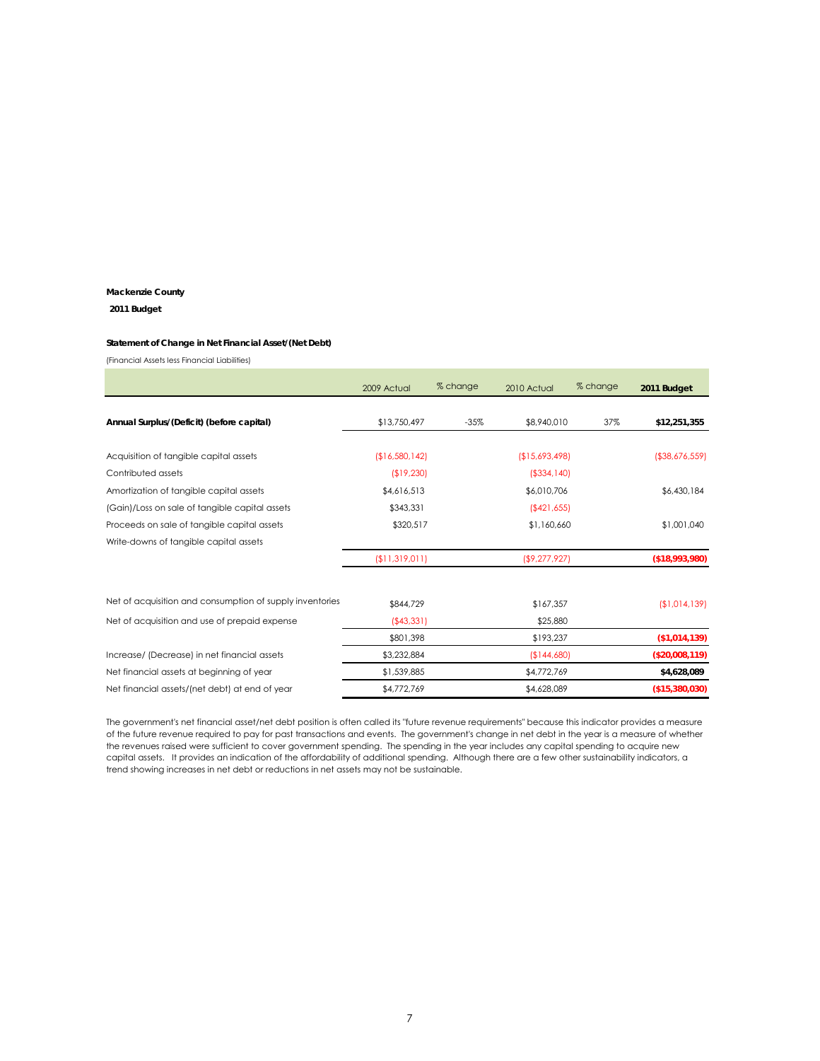**Mackenzie County**

**2011 Budget**

**Statement of Change in Net Financial Asset/(Net Debt)**

(Financial Assets less Financial Liabilities)

| | 2009 Actual | % change | 2010 Actual | % change | **2011 Budget** |
|---|---|---|---|---|---|
| **Annual Surplus/(Deficit) (before capital)** | $13,750,497 | -35% | $8,940,010 | 37% | **$12,251,355** |
| Acquisition of tangible capital assets | ($16,580,142) | | ($15,693,498) | | ($38,676,559) |
| Contributed assets | ($19,230) | | ($334,140) | | |
| Amortization of tangible capital assets | $4,616,513 | | $6,010,706 | | $6,430,184 |
| (Gain)/Loss on sale of tangible capital assets | $343,331 | | ($421,655) | | |
| Proceeds on sale of tangible capital assets | $320,517 | | $1,160,660 | | $1,001,040 |
| Write-downs of tangible capital assets | | | | | |
| | ($11,319,011) | | ($9,277,927) | | **($18,993,980)** |
| Net of acquisition and consumption of supply inventories | $844,729 | | $167,357 | | ($1,014,139) |
| Net of acquisition and use of prepaid expense | ($43,331) | | $25,880 | | |
| | $801,398 | | $193,237 | | **($1,014,139)** |
| Increase/ (Decrease) in net financial assets | $3,232,884 | | ($144,680) | | **($20,008,119)** |
| Net financial assets at beginning of year | $1,539,885 | | $4,772,769 | | **$4,628,089** |
| Net financial assets/(net debt) at end of year | $4,772,769 | | $4,628,089 | | **($15,380,030)** |

The government's net financial asset/net debt position is often called its "future revenue requirements" because this indicator provides a measure of the future revenue required to pay for past transactions and events. The government's change in net debt in the year is a measure of whether the revenues raised were sufficient to cover government spending. The spending in the year includes any capital spending to acquire new capital assets. It provides an indication of the affordability of additional spending. Although there are a few other sustainability indicators, a trend showing increases in net debt or reductions in net assets may not be sustainable.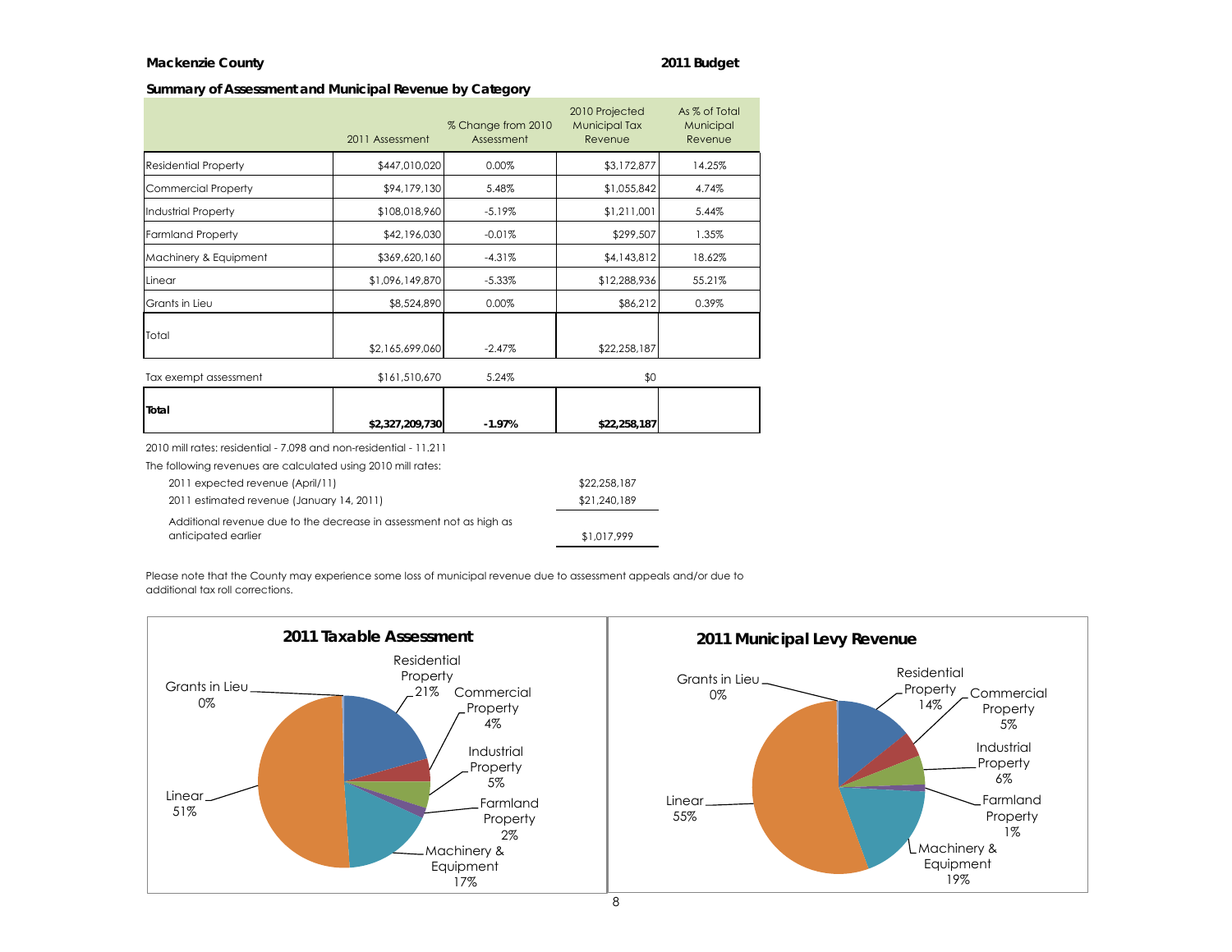**Mackenzie County** **2011 Budget**

### Summary of Assessment and Municipal Revenue by Category

| | 2011 Assessment | % Change from 2010 Assessment | 2010 Projected Municipal Tax Revenue | As % of Total Municipal Revenue |
|---|---|---|---|---|
| Residential Property | $447,010,020 | 0.00% | $3,172,877 | 14.25% |
| Commercial Property | $94,179,130 | 5.48% | $1,055,842 | 4.74% |
| Industrial Property | $108,018,960 | -5.19% | $1,211,001 | 5.44% |
| Farmland Property | $42,196,030 | -0.01% | $299,507 | 1.35% |
| Machinery & Equipment | $369,620,160 | -4.31% | $4,143,812 | 18.62% |
| Linear | $1,096,149,870 | -5.33% | $12,288,936 | 55.21% |
| Grants in Lieu | $8,524,890 | 0.00% | $86,212 | 0.39% |
| Total | $2,165,699,060 | -2.47% | $22,258,187 | |
| Tax exempt assessment | $161,510,670 | 5.24% | $0 | |
| **Total** | **$2,327,209,730** | **-1.97%** | **$22,258,187** | |

2010 mill rates: residential - 7.098 and non-residential - 11.211

The following revenues are calculated using 2010 mill rates:

| | |
|---|---|
| 2011 expected revenue (April/11) | $22,258,187 |
| 2011 estimated revenue (January 14, 2011) | $21,240,189 |
| Additional revenue due to the decrease in assessment not as high as anticipated earlier | $1,017,999 |

Please note that the County may experience some loss of municipal revenue due to assessment appeals and/or due to additional tax roll corrections.

**2011 Taxable Assessment**

- Residential Property 21%
- Commercial Property 4%
- Industrial Property 5%
- Farmland Property 2%
- Machinery & Equipment 17%
- Linear 51%
- Grants in Lieu 0%

**2011 Municipal Levy Revenue**

- Residential Property 14%
- Commercial Property 5%
- Industrial Property 6%
- Farmland Property 1%
- Machinery & Equipment 19%
- Linear 55%
- Grants in Lieu 0%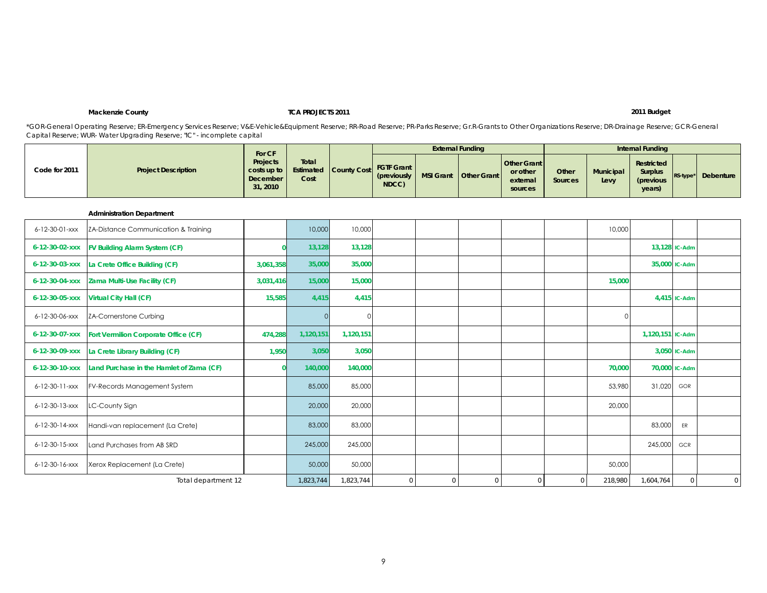**Mackenzie County** **TCA PROJECTS 2011** **2011 Budget**

*GOR-General Operating Reserve; ER-Emergency Services Reserve; V&E-Vehicle&Equipment Reserve; RR-Road Reserve; PR-Parks Reserve; Gr.R-Grants to Other Organizations Reserve; DR-Drainage Reserve; GCR-General Capital Reserve; WUR- Water Upgrading Reserve; "IC" - incomplete capital

| Code for 2011 | Project Description | For CF Projects costs up to December 31, 2010 | Total Estimated Cost | County Cost | External Funding | | | | Internal Funding | | | | |
|---|---|---|---|---|---|---|---|---|---|---|---|---|---|
| | | | | | FGTF Grant (previously NDCC) | MSI Grant | Other Grant | Other Grant or other external sources | Other Sources | Municipal Levy | Restricted Surplus (previous years) | RS-type* | Debenture |
| | **Administration Department** | | | | | | | | | | | | |
| 6-12-30-01-xxx | ZA-Distance Communication & Training | | 10,000 | 10,000 | | | | | | 10,000 | | | |
| **6-12-30-02-xxx** | **FV Building Alarm System (CF)** | **0** | **13,128** | **13,128** | | | | | | | **13,128** | **IC-Adm** | |
| **6-12-30-03-xxx** | **La Crete Office Building (CF)** | **3,061,358** | **35,000** | **35,000** | | | | | | | **35,000** | **IC-Adm** | |
| **6-12-30-04-xxx** | **Zama Multi-Use Facility (CF)** | **3,031,416** | **15,000** | **15,000** | | | | | | **15,000** | | | |
| **6-12-30-05-xxx** | **Virtual City Hall (CF)** | **15,585** | **4,415** | **4,415** | | | | | | | **4,415** | **IC-Adm** | |
| 6-12-30-06-xxx | ZA-Cornerstone Curbing | | 0 | 0 | | | | | | 0 | | | |
| **6-12-30-07-xxx** | **Fort Vermilion Corporate Office (CF)** | **474,288** | **1,120,151** | **1,120,151** | | | | | | | **1,120,151** | **IC-Adm** | |
| **6-12-30-09-xxx** | **La Crete Library Building (CF)** | **1,950** | **3,050** | **3,050** | | | | | | | **3,050** | **IC-Adm** | |
| **6-12-30-10-xxx** | **Land Purchase in the Hamlet of Zama (CF)** | **0** | **140,000** | **140,000** | | | | | | **70,000** | **70,000** | **IC-Adm** | |
| 6-12-30-11-xxx | FV-Records Management System | | 85,000 | 85,000 | | | | | | 53,980 | 31,020 | GOR | |
| 6-12-30-13-xxx | LC-County Sign | | 20,000 | 20,000 | | | | | | 20,000 | | | |
| 6-12-30-14-xxx | Handi-van replacement (La Crete) | | 83,000 | 83,000 | | | | | | | 83,000 | ER | |
| 6-12-30-15-xxx | Land Purchases from AB SRD | | 245,000 | 245,000 | | | | | | | 245,000 | GCR | |
| 6-12-30-16-xxx | Xerox Replacement (La Crete) | | 50,000 | 50,000 | | | | | | 50,000 | | | |
| | Total department 12 | | 1,823,744 | 1,823,744 | 0 | 0 | 0 | 0 | 0 | 218,980 | 1,604,764 | 0 | 0 |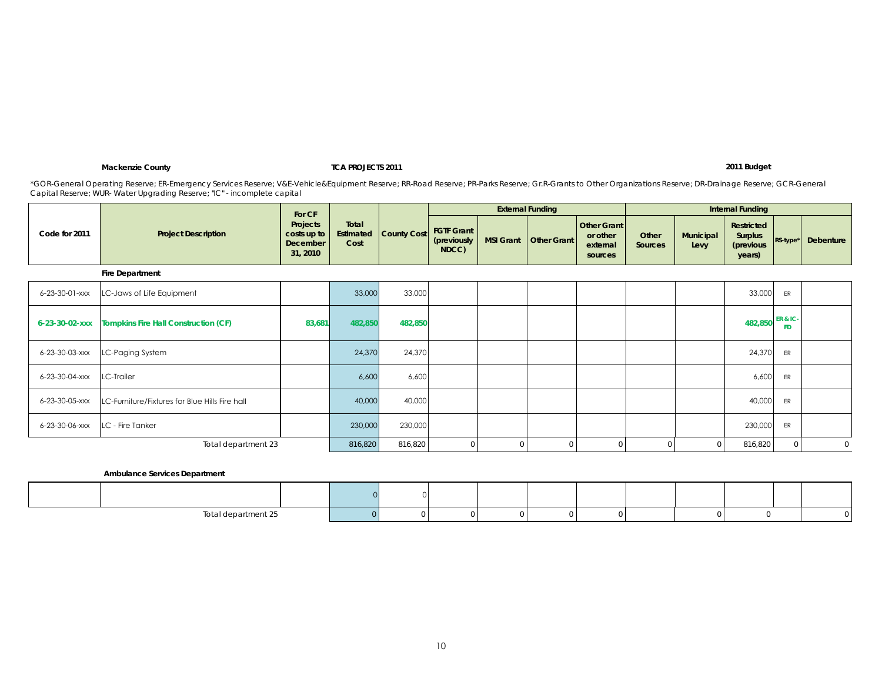**Mackenzie County** | **TCA PROJECTS 2011** | **2011 Budget**

*GOR-General Operating Reserve; ER-Emergency Services Reserve; V&E-Vehicle&Equipment Reserve; RR-Road Reserve; PR-Parks Reserve; Gr.R-Grants to Other Organizations Reserve; DR-Drainage Reserve; GCR-General Capital Reserve; WUR- Water Upgrading Reserve; "IC" - incomplete capital

| Code for 2011 | Project Description | For CF Projects costs up to December 31, 2010 | Total Estimated Cost | County Cost | External Funding | | | | Internal Funding | | | | |
|---|---|---|---|---|---|---|---|---|---|---|---|---|---|
| | | | | | FGTF Grant (previously NDCC) | MSI Grant | Other Grant | Other Grant or other external sources | Other Sources | Municipal Levy | Restricted Surplus (previous years) | RS-type* | Debenture |
| | **Fire Department** | | | | | | | | | | | | |
| 6-23-30-01-xxx | LC-Jaws of Life Equipment | | 33,000 | 33,000 | | | | | | | 33,000 | ER | |
| **6-23-30-02-xxx** | **Tompkins Fire Hall Construction (CF)** | **83,681** | **482,850** | **482,850** | | | | | | | **482,850** | **ER & IC-FD** | |
| 6-23-30-03-xxx | LC-Paging System | | 24,370 | 24,370 | | | | | | | 24,370 | ER | |
| 6-23-30-04-xxx | LC-Trailer | | 6,600 | 6,600 | | | | | | | 6,600 | ER | |
| 6-23-30-05-xxx | LC-Furniture/Fixtures for Blue Hills Fire hall | | 40,000 | 40,000 | | | | | | | 40,000 | ER | |
| 6-23-30-06-xxx | LC - Fire Tanker | | 230,000 | 230,000 | | | | | | | 230,000 | ER | |
| | Total department 23 | | 816,820 | 816,820 | 0 | 0 | 0 | 0 | 0 | 0 | 816,820 | 0 | 0 |

**Ambulance Services Department**

| Code for 2011 | Project Description | For CF Projects costs up to December 31, 2010 | Total Estimated Cost | County Cost | FGTF Grant (previously NDCC) | MSI Grant | Other Grant | Other Grant or other external sources | Other Sources | Municipal Levy | Restricted Surplus (previous years) | RS-type* | Debenture |
|---|---|---|---|---|---|---|---|---|---|---|---|---|---|
| | | | 0 | 0 | | | | | | | | | |
| | Total department 25 | | 0 | 0 | 0 | 0 | 0 | 0 | | 0 | 0 | | 0 |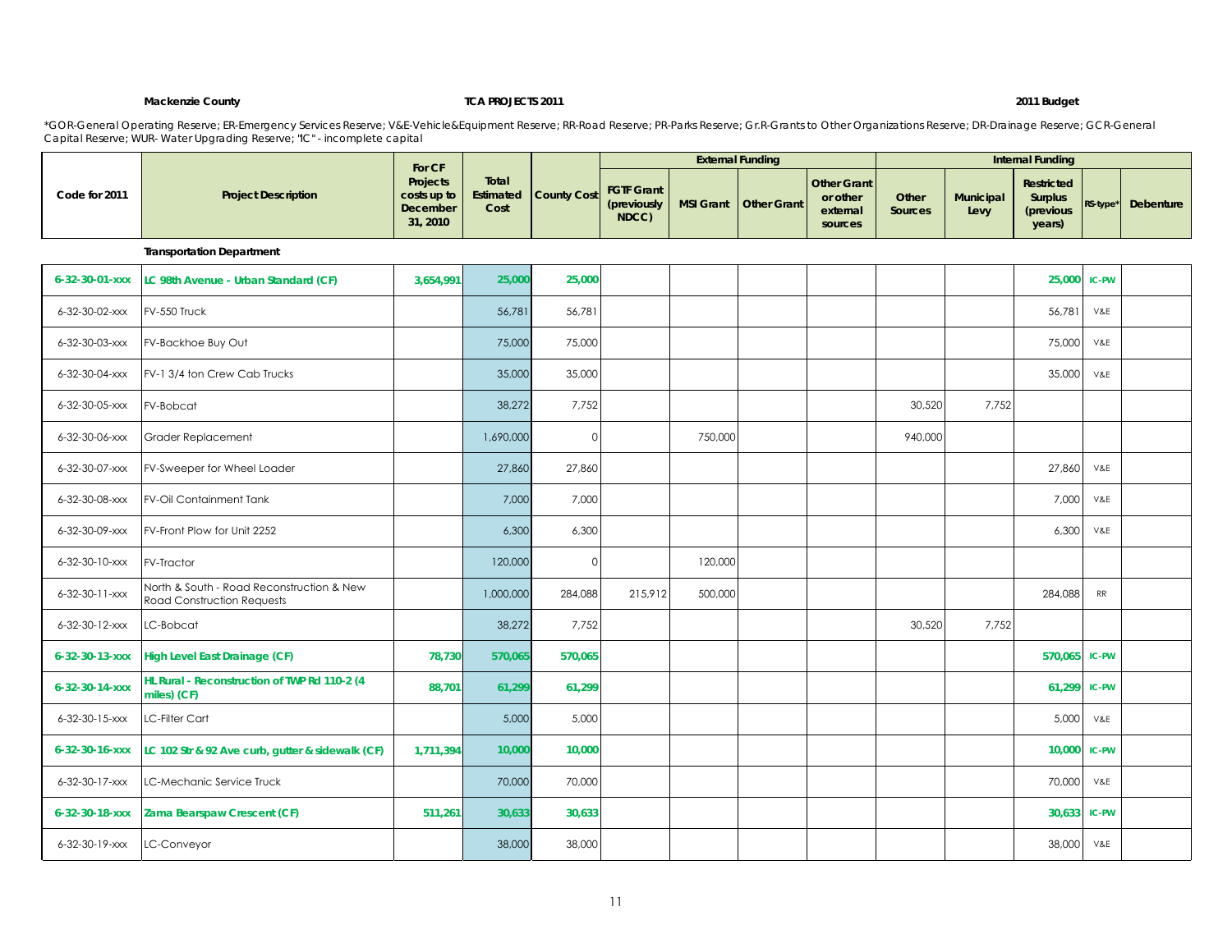**Mackenzie County** | **TCA PROJECTS 2011** | **2011 Budget**

*GOR-General Operating Reserve; ER-Emergency Services Reserve; V&E-Vehicle&Equipment Reserve; RR-Road Reserve; PR-Parks Reserve; Gr.R-Grants to Other Organizations Reserve; DR-Drainage Reserve; GCR-General Capital Reserve; WUR- Water Upgrading Reserve; "IC" - incomplete capital

| Code for 2011 | Project Description | For CF Projects costs up to December 31, 2010 | Total Estimated Cost | County Cost | External Funding | | | | Internal Funding | | | | |
|---|---|---|---|---|---|---|---|---|---|---|---|---|---|
| | | | | | FGTF Grant (previously NDCC) | MSI Grant | Other Grant | Other Grant or other external sources | Other Sources | Municipal Levy | Restricted Surplus (previous years) | RS-type* | Debenture |
| | **Transportation Department** | | | | | | | | | | | | |
| **6-32-30-01-xxx** | **LC 98th Avenue - Urban Standard (CF)** | **3,654,991** | **25,000** | **25,000** | | | | | | | **25,000** | **IC-PW** | |
| 6-32-30-02-xxx | FV-550 Truck | | 56,781 | 56,781 | | | | | | | 56,781 | V&E | |
| 6-32-30-03-xxx | FV-Backhoe Buy Out | | 75,000 | 75,000 | | | | | | | 75,000 | V&E | |
| 6-32-30-04-xxx | FV-1 3/4 ton Crew Cab Trucks | | 35,000 | 35,000 | | | | | | | 35,000 | V&E | |
| 6-32-30-05-xxx | FV-Bobcat | | 38,272 | 7,752 | | | | | 30,520 | 7,752 | | | |
| 6-32-30-06-xxx | Grader Replacement | | 1,690,000 | 0 | | 750,000 | | | 940,000 | | | | |
| 6-32-30-07-xxx | FV-Sweeper for Wheel Loader | | 27,860 | 27,860 | | | | | | | 27,860 | V&E | |
| 6-32-30-08-xxx | FV-Oil Containment Tank | | 7,000 | 7,000 | | | | | | | 7,000 | V&E | |
| 6-32-30-09-xxx | FV-Front Plow for Unit 2252 | | 6,300 | 6,300 | | | | | | | 6,300 | V&E | |
| 6-32-30-10-xxx | FV-Tractor | | 120,000 | 0 | | 120,000 | | | | | | | |
| 6-32-30-11-xxx | North & South - Road Reconstruction & New Road Construction Requests | | 1,000,000 | 284,088 | 215,912 | 500,000 | | | | | 284,088 | RR | |
| 6-32-30-12-xxx | LC-Bobcat | | 38,272 | 7,752 | | | | | 30,520 | 7,752 | | | |
| **6-32-30-13-xxx** | **High Level East Drainage (CF)** | **78,730** | **570,065** | **570,065** | | | | | | | **570,065** | **IC-PW** | |
| **6-32-30-14-xxx** | **HL Rural - Reconstruction of TWP Rd 110-2 (4 miles) (CF)** | **88,701** | **61,299** | **61,299** | | | | | | | **61,299** | **IC-PW** | |
| 6-32-30-15-xxx | LC-Filter Cart | | 5,000 | 5,000 | | | | | | | 5,000 | V&E | |
| **6-32-30-16-xxx** | **LC 102 Str & 92 Ave curb, gutter & sidewalk (CF)** | **1,711,394** | **10,000** | **10,000** | | | | | | | **10,000** | **IC-PW** | |
| 6-32-30-17-xxx | LC-Mechanic Service Truck | | 70,000 | 70,000 | | | | | | | 70,000 | V&E | |
| **6-32-30-18-xxx** | **Zama Bearspaw Crescent (CF)** | **511,261** | **30,633** | **30,633** | | | | | | | **30,633** | **IC-PW** | |
| 6-32-30-19-xxx | LC-Conveyor | | 38,000 | 38,000 | | | | | | | 38,000 | V&E | |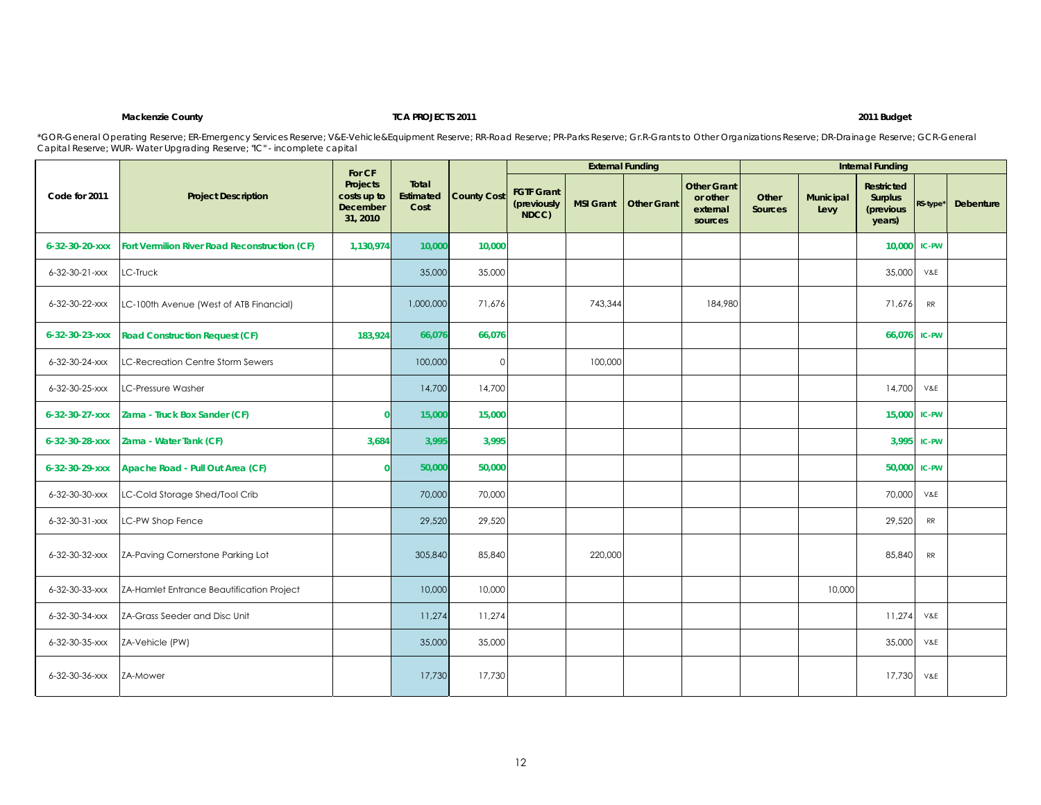**Mackenzie County** **TCA PROJECTS 2011** **2011 Budget**

*GOR-General Operating Reserve; ER-Emergency Services Reserve; V&E-Vehicle&Equipment Reserve; RR-Road Reserve; PR-Parks Reserve; Gr.R-Grants to Other Organizations Reserve; DR-Drainage Reserve; GCR-General Capital Reserve; WUR- Water Upgrading Reserve; "IC" - incomplete capital

| Code for 2011 | Project Description | For CF Projects costs up to December 31, 2010 | Total Estimated Cost | County Cost | External Funding | | | | Internal Funding | | | | |
|---|---|---|---|---|---|---|---|---|---|---|---|---|---|
| | | | | | FGTF Grant (previously NDCC) | MSI Grant | Other Grant | Other Grant or other external sources | Other Sources | Municipal Levy | Restricted Surplus (previous years) | RS-type* | Debenture |
| **6-32-30-20-xxx** | **Fort Vermilion River Road Reconstruction (CF)** | **1,130,974** | **10,000** | **10,000** | | | | | | | **10,000** | **IC-PW** | |
| 6-32-30-21-xxx | LC-Truck | | 35,000 | 35,000 | | | | | | | 35,000 | V&E | |
| 6-32-30-22-xxx | LC-100th Avenue (West of ATB Financial) | | 1,000,000 | 71,676 | | 743,344 | | 184,980 | | | 71,676 | RR | |
| **6-32-30-23-xxx** | **Road Construction Request (CF)** | **183,924** | **66,076** | **66,076** | | | | | | | **66,076** | **IC-PW** | |
| 6-32-30-24-xxx | LC-Recreation Centre Storm Sewers | | 100,000 | 0 | | 100,000 | | | | | | | |
| 6-32-30-25-xxx | LC-Pressure Washer | | 14,700 | 14,700 | | | | | | | 14,700 | V&E | |
| **6-32-30-27-xxx** | **Zama - Truck Box Sander (CF)** | **0** | **15,000** | **15,000** | | | | | | | **15,000** | **IC-PW** | |
| **6-32-30-28-xxx** | **Zama - Water Tank (CF)** | **3,684** | **3,995** | **3,995** | | | | | | | **3,995** | **IC-PW** | |
| **6-32-30-29-xxx** | **Apache Road - Pull Out Area (CF)** | **0** | **50,000** | **50,000** | | | | | | | **50,000** | **IC-PW** | |
| 6-32-30-30-xxx | LC-Cold Storage Shed/Tool Crib | | 70,000 | 70,000 | | | | | | | 70,000 | V&E | |
| 6-32-30-31-xxx | LC-PW Shop Fence | | 29,520 | 29,520 | | | | | | | 29,520 | RR | |
| 6-32-30-32-xxx | ZA-Paving Cornerstone Parking Lot | | 305,840 | 85,840 | | 220,000 | | | | | 85,840 | RR | |
| 6-32-30-33-xxx | ZA-Hamlet Entrance Beautification Project | | 10,000 | 10,000 | | | | | | 10,000 | | | |
| 6-32-30-34-xxx | ZA-Grass Seeder and Disc Unit | | 11,274 | 11,274 | | | | | | | 11,274 | V&E | |
| 6-32-30-35-xxx | ZA-Vehicle (PW) | | 35,000 | 35,000 | | | | | | | 35,000 | V&E | |
| 6-32-30-36-xxx | ZA-Mower | | 17,730 | 17,730 | | | | | | | 17,730 | V&E | |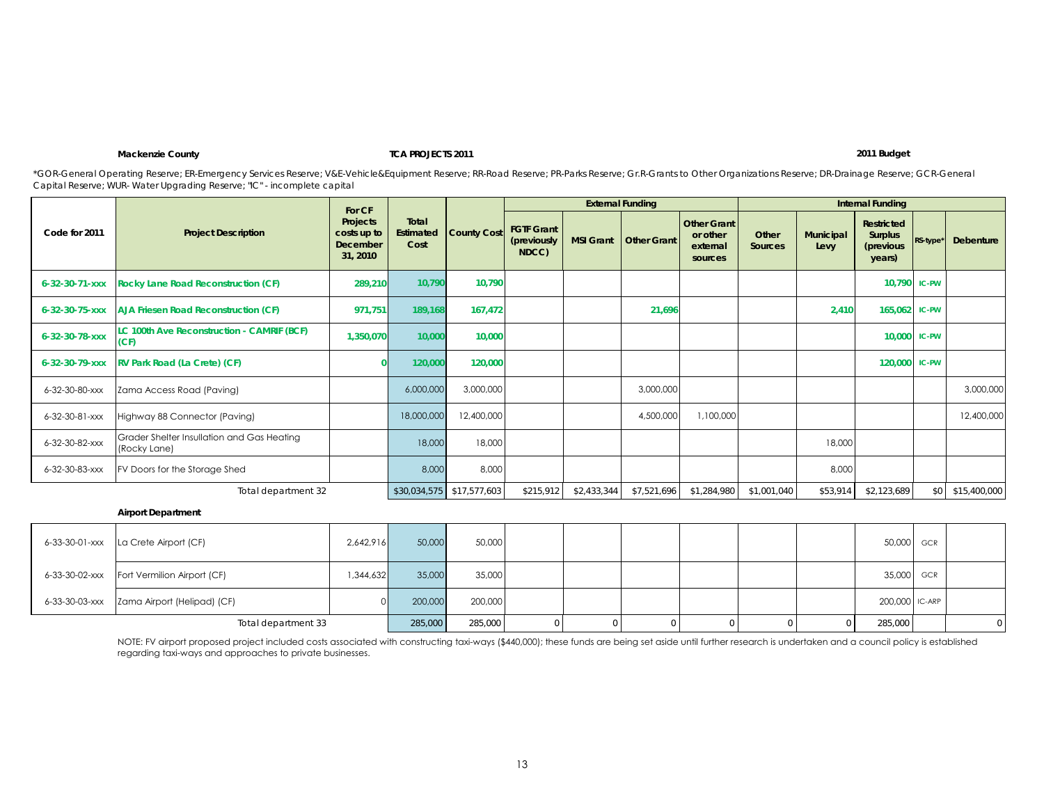**Mackenzie County** **TCA PROJECTS 2011** **2011 Budget**

*GOR-General Operating Reserve; ER-Emergency Services Reserve; V&E-Vehicle&Equipment Reserve; RR-Road Reserve; PR-Parks Reserve; Gr.R-Grants to Other Organizations Reserve; DR-Drainage Reserve; GCR-General Capital Reserve; WUR- Water Upgrading Reserve; "IC" - incomplete capital

| Code for 2011 | Project Description | For CF Projects costs up to December 31, 2010 | Total Estimated Cost | County Cost | External Funding | | | | Internal Funding | | | | |
|---|---|---|---|---|---|---|---|---|---|---|---|---|---|
| | | | | | FGTF Grant (previously NDCC) | MSI Grant | Other Grant | Other Grant or other external sources | Other Sources | Municipal Levy | Restricted Surplus (previous years) | RS-type* | Debenture |
| 6-32-30-71-xxx | Rocky Lane Road Reconstruction (CF) | 289,210 | 10,790 | 10,790 | | | | | | | 10,790 | IC-PW | |
| 6-32-30-75-xxx | AJA Friesen Road Reconstruction (CF) | 971,751 | 189,168 | 167,472 | | | 21,696 | | | 2,410 | 165,062 | IC-PW | |
| 6-32-30-78-xxx | LC 100th Ave Reconstruction - CAMRIF (BCF) (CF) | 1,350,070 | 10,000 | 10,000 | | | | | | | 10,000 | IC-PW | |
| 6-32-30-79-xxx | RV Park Road (La Crete) (CF) | 0 | 120,000 | 120,000 | | | | | | | 120,000 | IC-PW | |
| 6-32-30-80-xxx | Zama Access Road (Paving) | | 6,000,000 | 3,000,000 | | | 3,000,000 | | | | | | 3,000,000 |
| 6-32-30-81-xxx | Highway 88 Connector (Paving) | | 18,000,000 | 12,400,000 | | | 4,500,000 | 1,100,000 | | | | | 12,400,000 |
| 6-32-30-82-xxx | Grader Shelter Insullation and Gas Heating (Rocky Lane) | | 18,000 | 18,000 | | | | | | 18,000 | | | |
| 6-32-30-83-xxx | FV Doors for the Storage Shed | | 8,000 | 8,000 | | | | | | 8,000 | | | |
| | Total department 32 | | $30,034,575 | $17,577,603 | $215,912 | $2,433,344 | $7,521,696 | $1,284,980 | $1,001,040 | $53,914 | $2,123,689 | $0 | $15,400,000 |

**Airport Department**

| Code for 2011 | Project Description | For CF Projects costs up to December 31, 2010 | Total Estimated Cost | County Cost | FGTF Grant (previously NDCC) | MSI Grant | Other Grant | Other Grant or other external sources | Other Sources | Municipal Levy | Restricted Surplus (previous years) | RS-type* | Debenture |
|---|---|---|---|---|---|---|---|---|---|---|---|---|---|
| 6-33-30-01-xxx | La Crete Airport (CF) | 2,642,916 | 50,000 | 50,000 | | | | | | | 50,000 | GCR | |
| 6-33-30-02-xxx | Fort Vermilion Airport (CF) | 1,344,632 | 35,000 | 35,000 | | | | | | | 35,000 | GCR | |
| 6-33-30-03-xxx | Zama Airport (Helipad) (CF) | 0 | 200,000 | 200,000 | | | | | | | 200,000 | IC-ARP | |
| | Total department 33 | | 285,000 | 285,000 | 0 | 0 | 0 | 0 | 0 | 0 | 285,000 | | 0 |

NOTE: FV airport proposed project included costs associated with constructing taxi-ways ($440,000); these funds are being set aside until further research is undertaken and a council policy is established regarding taxi-ways and approaches to private businesses.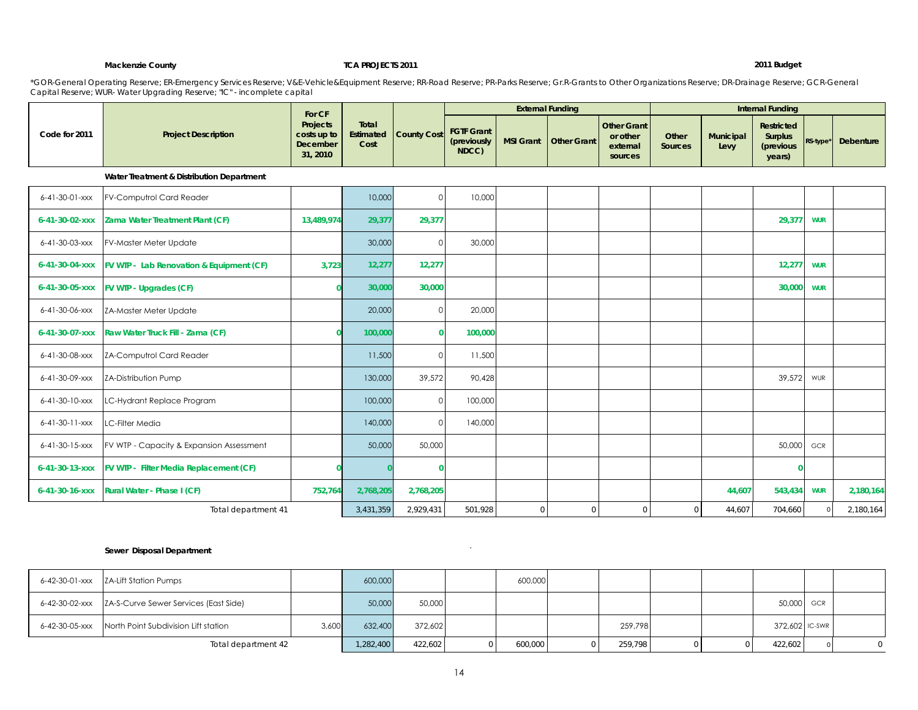**Mackenzie County** **TCA PROJECTS 2011** **2011 Budget**

*GOR-General Operating Reserve; ER-Emergency Services Reserve; V&E-Vehicle&Equipment Reserve; RR-Road Reserve; PR-Parks Reserve; Gr.R-Grants to Other Organizations Reserve; DR-Drainage Reserve; GCR-General Capital Reserve; WUR- Water Upgrading Reserve; "IC" - incomplete capital

| Code for 2011 | Project Description | For CF Projects costs up to December 31, 2010 | Total Estimated Cost | County Cost | External Funding | | | | Internal Funding | | | | |
|---|---|---|---|---|---|---|---|---|---|---|---|---|---|
| | | | | | FGTF Grant (previously NDCC) | MSI Grant | Other Grant | Other Grant or other external sources | Other Sources | Municipal Levy | Restricted Surplus (previous years) | RS-type* | Debenture |
| | **Water Treatment & Distribution Department** | | | | | | | | | | | | |
| 6-41-30-01-xxx | FV-Computrol Card Reader | | 10,000 | 0 | 10,000 | | | | | | | | |
| **6-41-30-02-xxx** | **Zama Water Treatment Plant (CF)** | **13,489,974** | **29,377** | **29,377** | | | | | | | **29,377** | **WUR** | |
| 6-41-30-03-xxx | FV-Master Meter Update | | 30,000 | 0 | 30,000 | | | | | | | | |
| **6-41-30-04-xxx** | **FV WTP - Lab Renovation & Equipment (CF)** | **3,723** | **12,277** | **12,277** | | | | | | | **12,277** | **WUR** | |
| **6-41-30-05-xxx** | **FV WTP - Upgrades (CF)** | **0** | **30,000** | **30,000** | | | | | | | **30,000** | **WUR** | |
| 6-41-30-06-xxx | ZA-Master Meter Update | | 20,000 | 0 | 20,000 | | | | | | | | |
| **6-41-30-07-xxx** | **Raw Water Truck Fill - Zama (CF)** | **0** | **100,000** | **0** | **100,000** | | | | | | | | |
| 6-41-30-08-xxx | ZA-Computrol Card Reader | | 11,500 | 0 | 11,500 | | | | | | | | |
| 6-41-30-09-xxx | ZA-Distribution Pump | | 130,000 | 39,572 | 90,428 | | | | | | 39,572 | WUR | |
| 6-41-30-10-xxx | LC-Hydrant Replace Program | | 100,000 | 0 | 100,000 | | | | | | | | |
| 6-41-30-11-xxx | LC-Filter Media | | 140,000 | 0 | 140,000 | | | | | | | | |
| 6-41-30-15-xxx | FV WTP - Capacity & Expansion Assessment | | 50,000 | 50,000 | | | | | | | 50,000 | GCR | |
| **6-41-30-13-xxx** | **FV WTP - Filter Media Replacement (CF)** | **0** | **0** | **0** | | | | | | | **0** | | |
| **6-41-30-16-xxx** | **Rural Water - Phase I (CF)** | **752,764** | **2,768,205** | **2,768,205** | | | | | | **44,607** | **543,434** | **WUR** | **2,180,164** |
| | Total department 41 | | 3,431,359 | 2,929,431 | 501,928 | 0 | 0 | 0 | 0 | 44,607 | 704,660 | 0 | 2,180,164 |

| Code for 2011 | Project Description | For CF Projects costs up to December 31, 2010 | Total Estimated Cost | County Cost | FGTF Grant (previously NDCC) | MSI Grant | Other Grant | Other Grant or other external sources | Other Sources | Municipal Levy | Restricted Surplus (previous years) | RS-type* | Debenture |
|---|---|---|---|---|---|---|---|---|---|---|---|---|---|
| | **Sewer Disposal Department** | | | | | | | | | | | | |
| 6-42-30-01-xxx | ZA-Lift Station Pumps | | 600,000 | | | 600,000 | | | | | | | |
| 6-42-30-02-xxx | ZA-S-Curve Sewer Services (East Side) | | 50,000 | 50,000 | | | | | | | 50,000 | GCR | |
| 6-42-30-05-xxx | North Point Subdivision Lift station | 3,600 | 632,400 | 372,602 | | | | 259,798 | | | 372,602 | IC-SWR | |
| | Total department 42 | | 1,282,400 | 422,602 | 0 | 600,000 | 0 | 259,798 | 0 | 0 | 422,602 | 0 | 0 |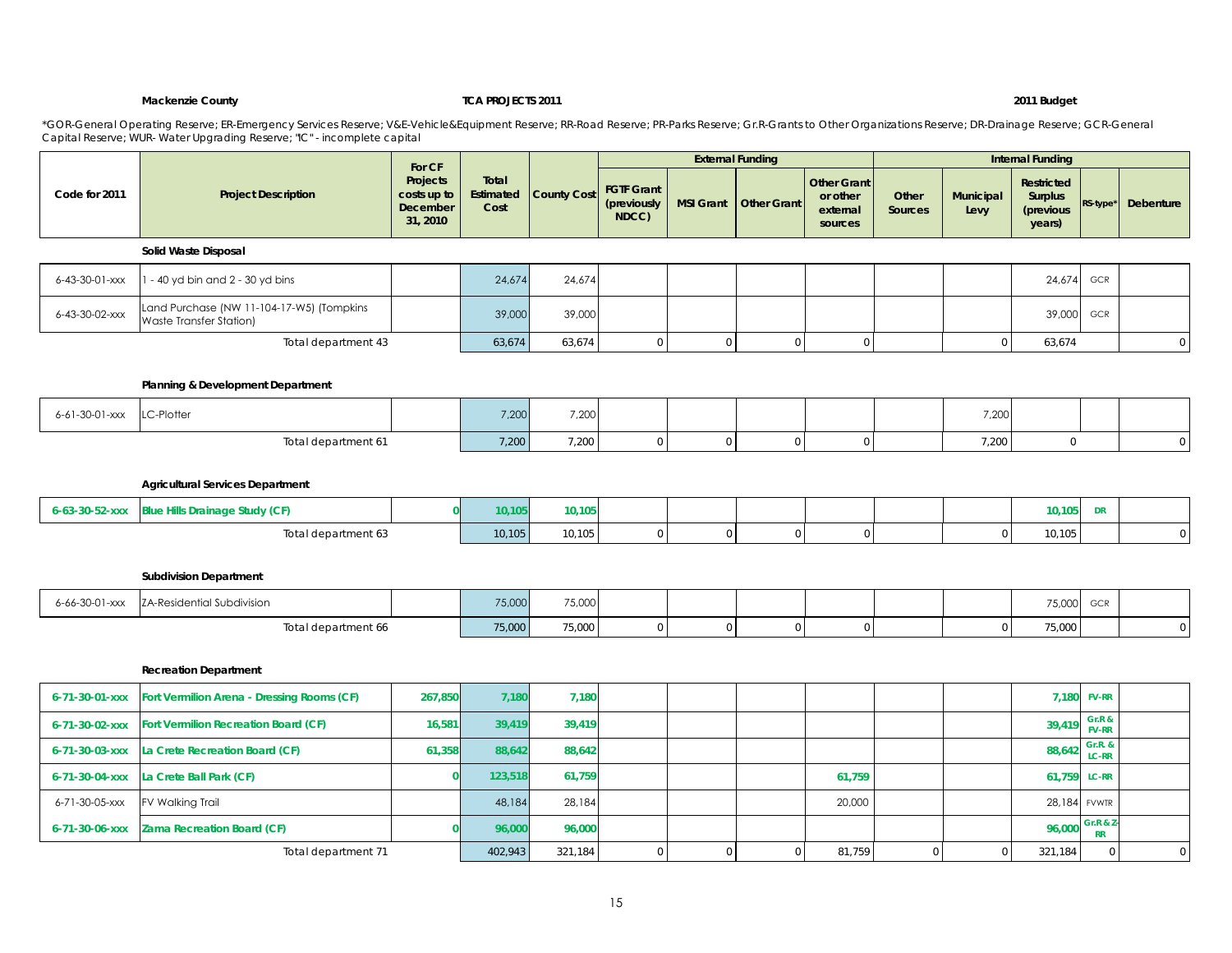**Mackenzie County** **TCA PROJECTS 2011** **2011 Budget**

*GOR-General Operating Reserve; ER-Emergency Services Reserve; V&E-Vehicle&Equipment Reserve; RR-Road Reserve; PR-Parks Reserve; Gr.R-Grants to Other Organizations Reserve; DR-Drainage Reserve; GCR-General Capital Reserve; WUR- Water Upgrading Reserve; "IC" - incomplete capital

| Code for 2011 | Project Description | For CF Projects costs up to December 31, 2010 | Total Estimated Cost | County Cost | External Funding | | | | Internal Funding | | | | |
|---|---|---|---|---|---|---|---|---|---|---|---|---|---|
| | | | | | FGTF Grant (previously NDCC) | MSI Grant | Other Grant | Other Grant or other external sources | Other Sources | Municipal Levy | Restricted Surplus (previous years) | RS-type* | Debenture |
| | **Solid Waste Disposal** | | | | | | | | | | | | |
| 6-43-30-01-xxx | 1 - 40 yd bin and 2 - 30 yd bins | | 24,674 | 24,674 | | | | | | | 24,674 | GCR | |
| 6-43-30-02-xxx | Land Purchase (NW 11-104-17-W5) (Tompkins Waste Transfer Station) | | 39,000 | 39,000 | | | | | | | 39,000 | GCR | |
| | Total department 43 | | 63,674 | 63,674 | 0 | 0 | 0 | 0 | | 0 | 63,674 | | 0 |
| | **Planning & Development Department** | | | | | | | | | | | | |
| 6-61-30-01-xxx | LC-Plotter | | 7,200 | 7,200 | | | | | | 7,200 | | | |
| | Total department 61 | | 7,200 | 7,200 | 0 | 0 | 0 | 0 | | 7,200 | 0 | | 0 |
| | **Agricultural Services Department** | | | | | | | | | | | | |
| 6-63-30-52-xxx | Blue Hills Drainage Study (CF) | 0 | 10,105 | 10,105 | | | | | | | 10,105 | DR | |
| | Total department 63 | | 10,105 | 10,105 | 0 | 0 | 0 | 0 | | 0 | 10,105 | | 0 |
| | **Subdivision Department** | | | | | | | | | | | | |
| 6-66-30-01-xxx | ZA-Residential Subdivision | | 75,000 | 75,000 | | | | | | | 75,000 | GCR | |
| | Total department 66 | | 75,000 | 75,000 | 0 | 0 | 0 | 0 | | 0 | 75,000 | | 0 |
| | **Recreation Department** | | | | | | | | | | | | |
| 6-71-30-01-xxx | Fort Vermilion Arena - Dressing Rooms (CF) | 267,850 | 7,180 | 7,180 | | | | | | | 7,180 | FV-RR | |
| 6-71-30-02-xxx | Fort Vermilion Recreation Board (CF) | 16,581 | 39,419 | 39,419 | | | | | | | 39,419 | Gr.R & FV-RR | |
| 6-71-30-03-xxx | La Crete Recreation Board (CF) | 61,358 | 88,642 | 88,642 | | | | | | | 88,642 | Gr.R. & LC-RR | |
| 6-71-30-04-xxx | La Crete Ball Park (CF) | 0 | 123,518 | 61,759 | | | | 61,759 | | | 61,759 | LC-RR | |
| 6-71-30-05-xxx | FV Walking Trail | | 48,184 | 28,184 | | | | 20,000 | | | 28,184 | FVWTR | |
| 6-71-30-06-xxx | Zama Recreation Board (CF) | 0 | 96,000 | 96,000 | | | | | | | 96,000 | Gr.R & Z-RR | |
| | Total department 71 | | 402,943 | 321,184 | 0 | 0 | 0 | 81,759 | 0 | 0 | 321,184 | 0 | 0 |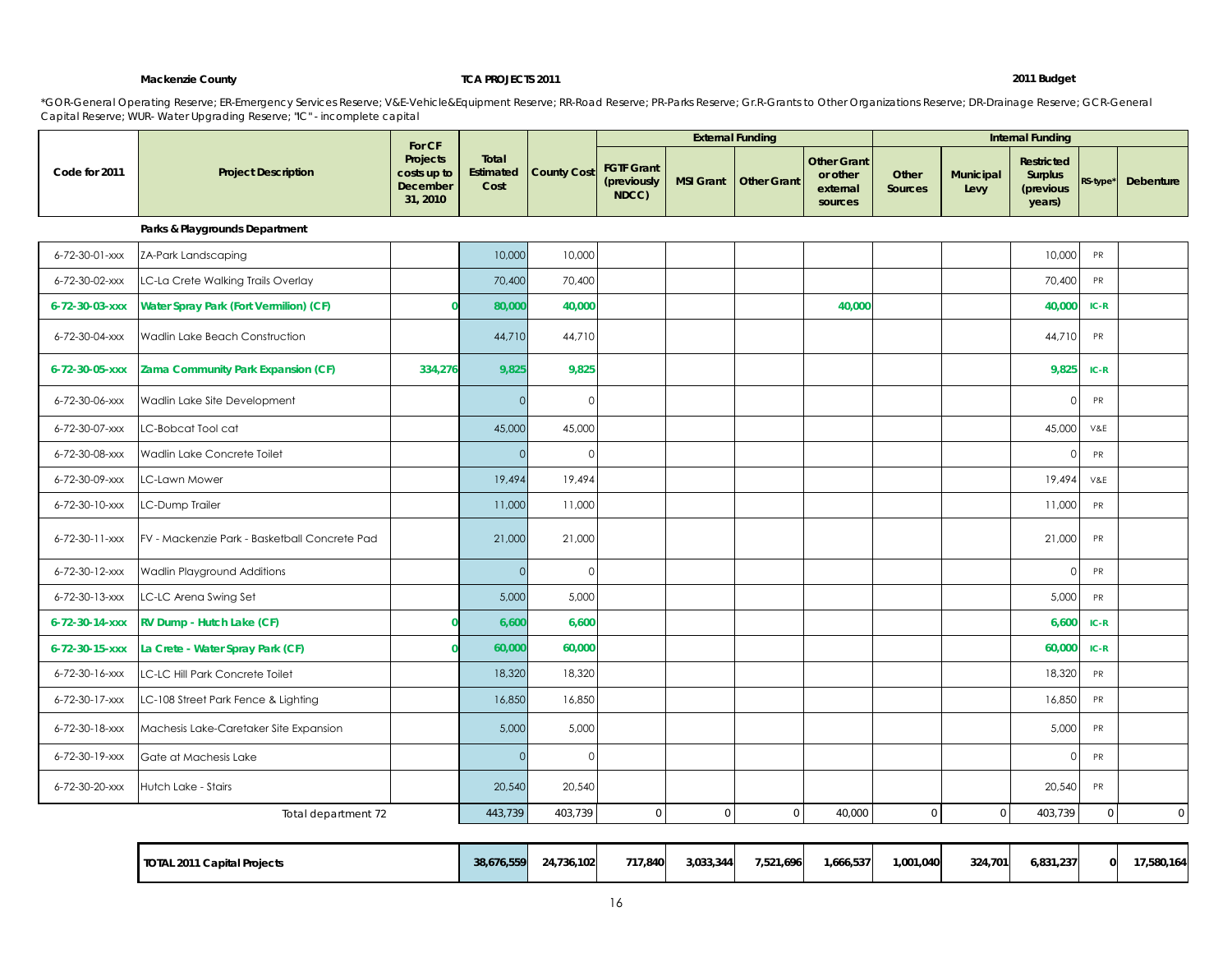**Mackenzie County** **TCA PROJECTS 2011** **2011 Budget**

*GOR-General Operating Reserve; ER-Emergency Services Reserve; V&E-Vehicle&Equipment Reserve; RR-Road Reserve; PR-Parks Reserve; Gr.R-Grants to Other Organizations Reserve; DR-Drainage Reserve; GCR-General Capital Reserve; WUR- Water Upgrading Reserve; "IC" - incomplete capital

| Code for 2011 | Project Description | For CF Projects costs up to December 31, 2010 | Total Estimated Cost | County Cost | External Funding | | | | Internal Funding | | | | |
|---|---|---|---|---|---|---|---|---|---|---|---|---|---|
| | | | | | FGTF Grant (previously NDCC) | MSI Grant | Other Grant | Other Grant or other external sources | Other Sources | Municipal Levy | Restricted Surplus (previous years) | RS-type* | Debenture |
| | **Parks & Playgrounds Department** | | | | | | | | | | | | |
| 6-72-30-01-xxx | ZA-Park Landscaping | | 10,000 | 10,000 | | | | | | | 10,000 | PR | |
| 6-72-30-02-xxx | LC-La Crete Walking Trails Overlay | | 70,400 | 70,400 | | | | | | | 70,400 | PR | |
| **6-72-30-03-xxx** | **Water Spray Park (Fort Vermilion) (CF)** | **0** | **80,000** | **40,000** | | | | **40,000** | | | **40,000** | **IC-R** | |
| 6-72-30-04-xxx | Wadlin Lake Beach Construction | | 44,710 | 44,710 | | | | | | | 44,710 | PR | |
| **6-72-30-05-xxx** | **Zama Community Park Expansion (CF)** | **334,276** | **9,825** | **9,825** | | | | | | | **9,825** | **IC-R** | |
| 6-72-30-06-xxx | Wadlin Lake Site Development | | 0 | 0 | | | | | | | 0 | PR | |
| 6-72-30-07-xxx | LC-Bobcat Tool cat | | 45,000 | 45,000 | | | | | | | 45,000 | V&E | |
| 6-72-30-08-xxx | Wadlin Lake Concrete Toilet | | 0 | 0 | | | | | | | 0 | PR | |
| 6-72-30-09-xxx | LC-Lawn Mower | | 19,494 | 19,494 | | | | | | | 19,494 | V&E | |
| 6-72-30-10-xxx | LC-Dump Trailer | | 11,000 | 11,000 | | | | | | | 11,000 | PR | |
| 6-72-30-11-xxx | FV - Mackenzie Park - Basketball Concrete Pad | | 21,000 | 21,000 | | | | | | | 21,000 | PR | |
| 6-72-30-12-xxx | Wadlin Playground Additions | | 0 | 0 | | | | | | | 0 | PR | |
| 6-72-30-13-xxx | LC-LC Arena Swing Set | | 5,000 | 5,000 | | | | | | | 5,000 | PR | |
| **6-72-30-14-xxx** | **RV Dump - Hutch Lake (CF)** | **0** | **6,600** | **6,600** | | | | | | | **6,600** | **IC-R** | |
| **6-72-30-15-xxx** | **La Crete - Water Spray Park (CF)** | **0** | **60,000** | **60,000** | | | | | | | **60,000** | **IC-R** | |
| 6-72-30-16-xxx | LC-LC Hill Park Concrete Toilet | | 18,320 | 18,320 | | | | | | | 18,320 | PR | |
| 6-72-30-17-xxx | LC-108 Street Park Fence & Lighting | | 16,850 | 16,850 | | | | | | | 16,850 | PR | |
| 6-72-30-18-xxx | Machesis Lake-Caretaker Site Expansion | | 5,000 | 5,000 | | | | | | | 5,000 | PR | |
| 6-72-30-19-xxx | Gate at Machesis Lake | | 0 | 0 | | | | | | | 0 | PR | |
| 6-72-30-20-xxx | Hutch Lake - Stairs | | 20,540 | 20,540 | | | | | | | 20,540 | PR | |
| | Total department 72 | | 443,739 | 403,739 | 0 | 0 | 0 | 40,000 | 0 | 0 | 403,739 | 0 | 0 |
| | **TOTAL 2011 Capital Projects** | | **38,676,559** | **24,736,102** | **717,840** | **3,033,344** | **7,521,696** | **1,666,537** | **1,001,040** | **324,701** | **6,831,237** | **0** | **17,580,164** |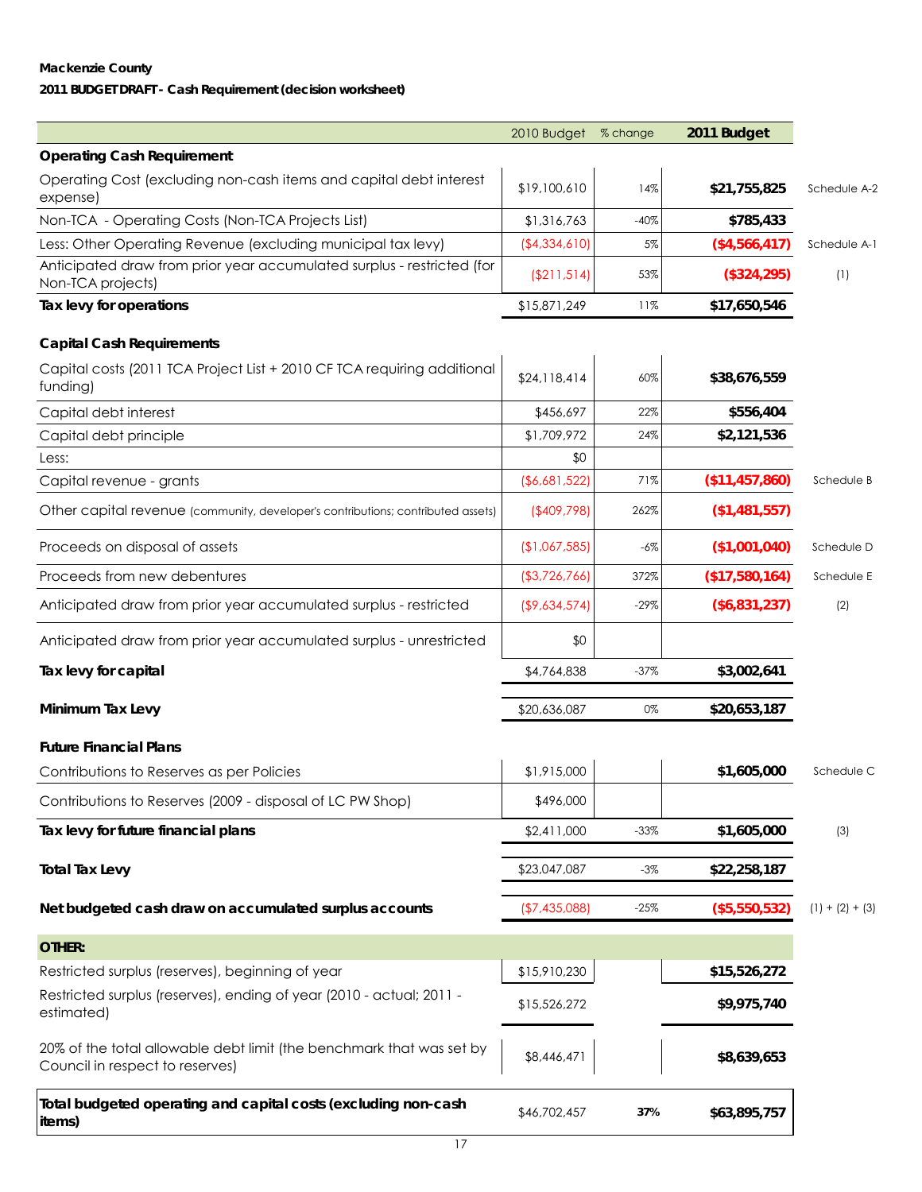**Mackenzie County**

**2011 BUDGET DRAFT - Cash Requirement (decision worksheet)**

| | 2010 Budget | % change | 2011 Budget | |
|---|---|---|---|---|
| **Operating Cash Requirement** | | | | |
| Operating Cost (excluding non-cash items and capital debt interest expense) | $19,100,610 | 14% | **$21,755,825** | Schedule A-2 |
| Non-TCA - Operating Costs (Non-TCA Projects List) | $1,316,763 | -40% | **$785,433** | |
| Less: Other Operating Revenue (excluding municipal tax levy) | ($4,334,610) | 5% | **($4,566,417)** | Schedule A-1 |
| Anticipated draw from prior year accumulated surplus - restricted (for Non-TCA projects) | ($211,514) | 53% | **($324,295)** | (1) |
| **Tax levy for operations** | $15,871,249 | 11% | **$17,650,546** | |
| **Capital Cash Requirements** | | | | |
| Capital costs (2011 TCA Project List + 2010 CF TCA requiring additional funding) | $24,118,414 | 60% | **$38,676,559** | |
| Capital debt interest | $456,697 | 22% | **$556,404** | |
| Capital debt principle | $1,709,972 | 24% | **$2,121,536** | |
| Less: | $0 | | | |
| Capital revenue - grants | ($6,681,522) | 71% | **($11,457,860)** | Schedule B |
| Other capital revenue (community, developer's contributions; contributed assets) | ($409,798) | 262% | **($1,481,557)** | |
| Proceeds on disposal of assets | ($1,067,585) | -6% | **($1,001,040)** | Schedule D |
| Proceeds from new debentures | ($3,726,766) | 372% | **($17,580,164)** | Schedule E |
| Anticipated draw from prior year accumulated surplus - restricted | ($9,634,574) | -29% | **($6,831,237)** | (2) |
| Anticipated draw from prior year accumulated surplus - unrestricted | $0 | | | |
| **Tax levy for capital** | $4,764,838 | -37% | **$3,002,641** | |
| **Minimum Tax Levy** | $20,636,087 | 0% | **$20,653,187** | |
| **Future Financial Plans** | | | | |
| Contributions to Reserves as per Policies | $1,915,000 | | **$1,605,000** | Schedule C |
| Contributions to Reserves (2009 - disposal of LC PW Shop) | $496,000 | | | |
| **Tax levy for future financial plans** | $2,411,000 | -33% | **$1,605,000** | (3) |
| **Total Tax Levy** | $23,047,087 | -3% | **$22,258,187** | |
| **Net budgeted cash draw on accumulated surplus accounts** | ($7,435,088) | -25% | **($5,550,532)** | (1) + (2) + (3) |
| **OTHER:** | | | | |
| Restricted surplus (reserves), beginning of year | $15,910,230 | | **$15,526,272** | |
| Restricted surplus (reserves), ending of year (2010 - actual; 2011 - estimated) | $15,526,272 | | **$9,975,740** | |
| 20% of the total allowable debt limit (the benchmark that was set by Council in respect to reserves) | $8,446,471 | | **$8,639,653** | |
| **Total budgeted operating and capital costs (excluding non-cash items)** | $46,702,457 | **37%** | **$63,895,757** | |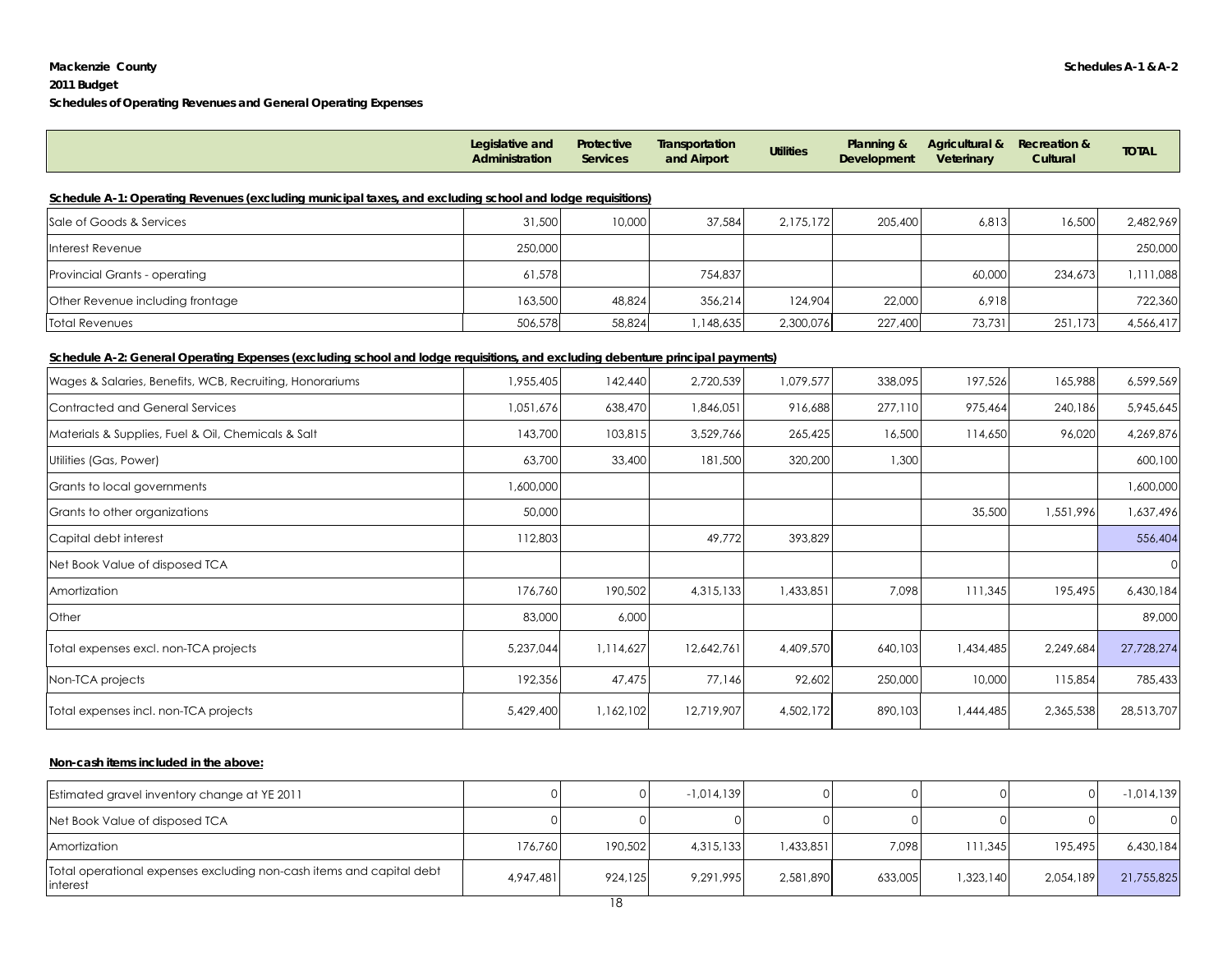**Mackenzie County**
**2011 Budget**
**Schedules of Operating Revenues and General Operating Expenses**

**Schedules A-1 & A-2**

| | Legislative and Administration | Protective Services | Transportation and Airport | Utilities | Planning & Development | Agricultural & Veterinary | Recreation & Cultural | TOTAL |
|---|---|---|---|---|---|---|---|---|
| **Schedule A-1: Operating Revenues (excluding municipal taxes, and excluding school and lodge requisitions)** | | | | | | | | |
| Sale of Goods & Services | 31,500 | 10,000 | 37,584 | 2,175,172 | 205,400 | 6,813 | 16,500 | 2,482,969 |
| Interest Revenue | 250,000 | | | | | | | 250,000 |
| Provincial Grants - operating | 61,578 | | 754,837 | | | 60,000 | 234,673 | 1,111,088 |
| Other Revenue including frontage | 163,500 | 48,824 | 356,214 | 124,904 | 22,000 | 6,918 | | 722,360 |
| Total Revenues | 506,578 | 58,824 | 1,148,635 | 2,300,076 | 227,400 | 73,731 | 251,173 | 4,566,417 |
| **Schedule A-2: General Operating Expenses (excluding school and lodge requisitions, and excluding debenture principal payments)** | | | | | | | | |
| Wages & Salaries, Benefits, WCB, Recruiting, Honorariums | 1,955,405 | 142,440 | 2,720,539 | 1,079,577 | 338,095 | 197,526 | 165,988 | 6,599,569 |
| Contracted and General Services | 1,051,676 | 638,470 | 1,846,051 | 916,688 | 277,110 | 975,464 | 240,186 | 5,945,645 |
| Materials & Supplies, Fuel & Oil, Chemicals & Salt | 143,700 | 103,815 | 3,529,766 | 265,425 | 16,500 | 114,650 | 96,020 | 4,269,876 |
| Utilities (Gas, Power) | 63,700 | 33,400 | 181,500 | 320,200 | 1,300 | | | 600,100 |
| Grants to local governments | 1,600,000 | | | | | | | 1,600,000 |
| Grants to other organizations | 50,000 | | | | | 35,500 | 1,551,996 | 1,637,496 |
| Capital debt interest | 112,803 | | 49,772 | 393,829 | | | | 556,404 |
| Net Book Value of disposed TCA | | | | | | | | 0 |
| Amortization | 176,760 | 190,502 | 4,315,133 | 1,433,851 | 7,098 | 111,345 | 195,495 | 6,430,184 |
| Other | 83,000 | 6,000 | | | | | | 89,000 |
| Total expenses excl. non-TCA projects | 5,237,044 | 1,114,627 | 12,642,761 | 4,409,570 | 640,103 | 1,434,485 | 2,249,684 | 27,728,274 |
| Non-TCA projects | 192,356 | 47,475 | 77,146 | 92,602 | 250,000 | 10,000 | 115,854 | 785,433 |
| Total expenses incl. non-TCA projects | 5,429,400 | 1,162,102 | 12,719,907 | 4,502,172 | 890,103 | 1,444,485 | 2,365,538 | 28,513,707 |

**Non-cash items included in the above:**

| | Legislative and Administration | Protective Services | Transportation and Airport | Utilities | Planning & Development | Agricultural & Veterinary | Recreation & Cultural | TOTAL |
|---|---|---|---|---|---|---|---|---|
| Estimated gravel inventory change at YE 2011 | 0 | 0 | -1,014,139 | 0 | 0 | 0 | 0 | -1,014,139 |
| Net Book Value of disposed TCA | 0 | 0 | 0 | 0 | 0 | 0 | 0 | 0 |
| Amortization | 176,760 | 190,502 | 4,315,133 | 1,433,851 | 7,098 | 111,345 | 195,495 | 6,430,184 |
| Total operational expenses excluding non-cash items and capital debt interest | 4,947,481 | 924,125 | 9,291,995 | 2,581,890 | 633,005 | 1,323,140 | 2,054,189 | 21,755,825 |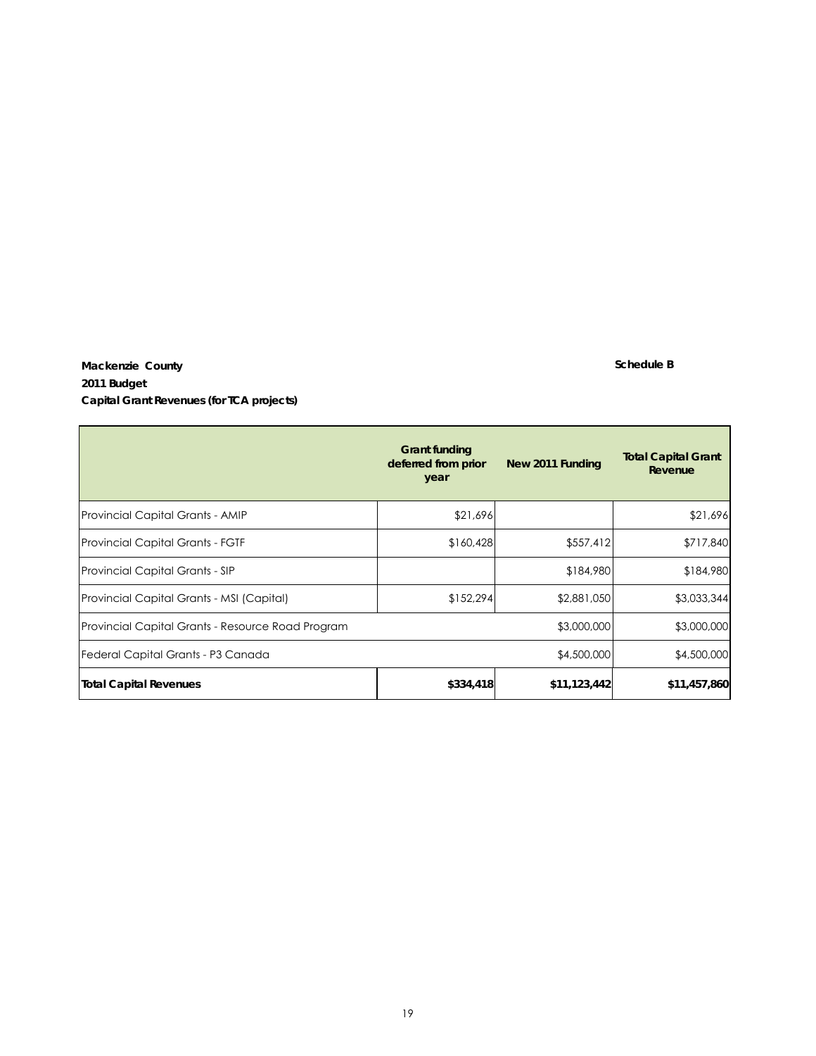**Mackenzie County**

**Schedule B**

**2011 Budget**

**Capital Grant Revenues (for TCA projects)**

| | Grant funding deferred from prior year | New 2011 Funding | Total Capital Grant Revenue |
|---|---|---|---|
| Provincial Capital Grants - AMIP | $21,696 | | $21,696 |
| Provincial Capital Grants - FGTF | $160,428 | $557,412 | $717,840 |
| Provincial Capital Grants - SIP | | $184,980 | $184,980 |
| Provincial Capital Grants - MSI (Capital) | $152,294 | $2,881,050 | $3,033,344 |
| Provincial Capital Grants - Resource Road Program | | $3,000,000 | $3,000,000 |
| Federal Capital Grants - P3 Canada | | $4,500,000 | $4,500,000 |
| **Total Capital Revenues** | **$334,418** | **$11,123,442** | **$11,457,860** |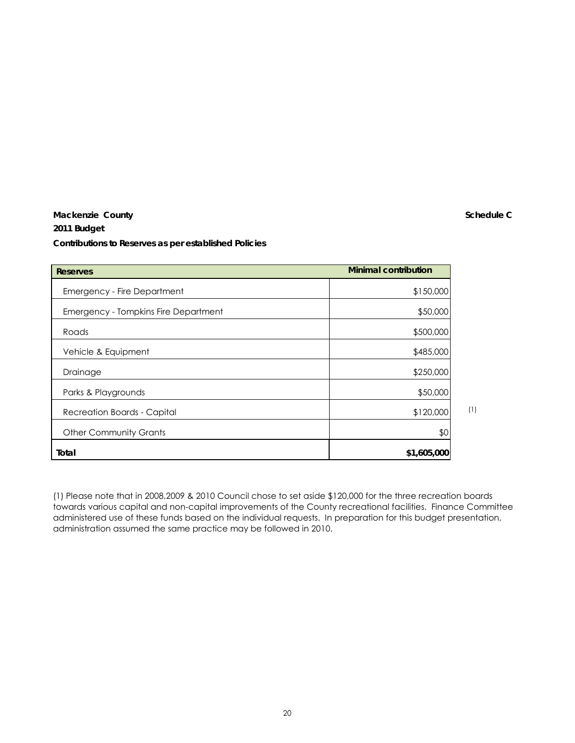**Mackenzie County** **Schedule C**

**2011 Budget**

**Contributions to Reserves as per established Policies**

| Reserves | Minimal contribution | |
|---|---|---|
| Emergency - Fire Department | $150,000 | |
| Emergency - Tompkins Fire Department | $50,000 | |
| Roads | $500,000 | |
| Vehicle & Equipment | $485,000 | |
| Drainage | $250,000 | |
| Parks & Playgrounds | $50,000 | |
| Recreation Boards - Capital | $120,000 | (1) |
| Other Community Grants | $0 | |
| **Total** | **$1,605,000** | |

(1) Please note that in 2008,2009 & 2010 Council chose to set aside $120,000 for the three recreation boards towards various capital and non-capital improvements of the County recreational facilities. Finance Committee administered use of these funds based on the individual requests. In preparation for this budget presentation, administration assumed the same practice may be followed in 2010.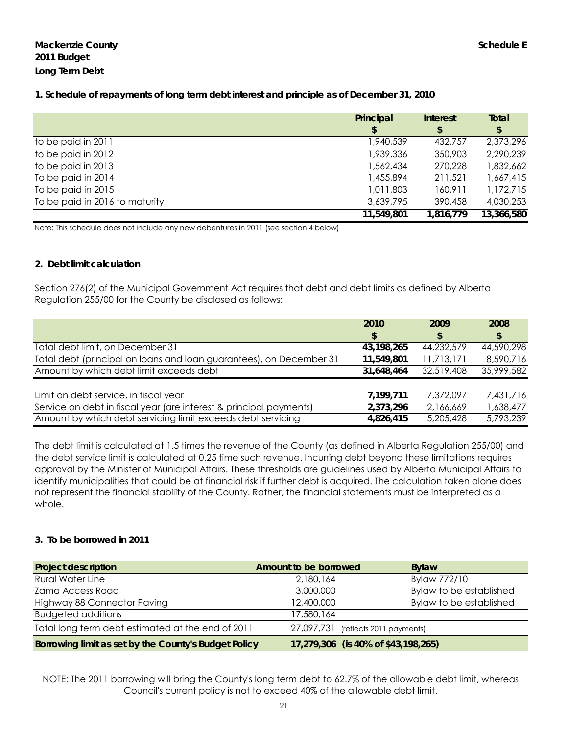**Mackenzie County** **Schedule E**
**2011 Budget**
**Long Term Debt**

**1. Schedule of repayments of long term debt interest and principle as of December 31, 2010**

| | Principal $ | Interest $ | Total $ |
|---|---|---|---|
| to be paid in 2011 | 1,940,539 | 432,757 | 2,373,296 |
| to be paid in 2012 | 1,939,336 | 350,903 | 2,290,239 |
| to be paid in 2013 | 1,562,434 | 270,228 | 1,832,662 |
| To be paid in 2014 | 1,455,894 | 211,521 | 1,667,415 |
| To be paid in 2015 | 1,011,803 | 160,911 | 1,172,715 |
| To be paid in 2016 to maturity | 3,639,795 | 390,458 | 4,030,253 |
| | **11,549,801** | **1,816,779** | **13,366,580** |

Note: This schedule does not include any new debentures in 2011 (see section 4 below)

**2. Debt limit calculation**

Section 276(2) of the Municipal Government Act requires that debt and debt limits as defined by Alberta Regulation 255/00 for the County be disclosed as follows:

| | 2010 $ | 2009 $ | 2008 $ |
|---|---|---|---|
| Total debt limit, on December 31 | **43,198,265** | 44,232,579 | 44,590,298 |
| Total debt (principal on loans and loan guarantees), on December 31 | **11,549,801** | 11,713,171 | 8,590,716 |
| Amount by which debt limit exceeds debt | **31,648,464** | 32,519,408 | 35,999,582 |
| | | | |
| Limit on debt service, in fiscal year | **7,199,711** | 7,372,097 | 7,431,716 |
| Service on debt in fiscal year (are interest & principal payments) | **2,373,296** | 2,166,669 | 1,638,477 |
| Amount by which debt servicing limit exceeds debt servicing | **4,826,415** | 5,205,428 | 5,793,239 |

The debt limit is calculated at 1.5 times the revenue of the County (as defined in Alberta Regulation 255/00) and the debt service limit is calculated at 0.25 time such revenue. Incurring debt beyond these limitations requires approval by the Minister of Municipal Affairs. These thresholds are guidelines used by Alberta Municipal Affairs to identify municipalities that could be at financial risk if further debt is acquired. The calculation taken alone does not represent the financial stability of the County. Rather, the financial statements must be interpreted as a whole.

**3. To be borrowed in 2011**

| Project description | Amount to be borrowed | Bylaw |
|---|---|---|
| Rural Water Line | 2,180,164 | Bylaw 772/10 |
| Zama Access Road | 3,000,000 | Bylaw to be established |
| Highway 88 Connector Paving | 12,400,000 | Bylaw to be established |
| Budgeted additions | 17,580,164 | |
| Total long term debt estimated at the end of 2011 | 27,097,731 (reflects 2011 payments) | |
| **Borrowing limit as set by the County's Budget Policy** | **17,279,306 (is 40% of $43,198,265)** | |

NOTE: The 2011 borrowing will bring the County's long term debt to 62.7% of the allowable debt limit, whereas Council's current policy is not to exceed 40% of the allowable debt limit.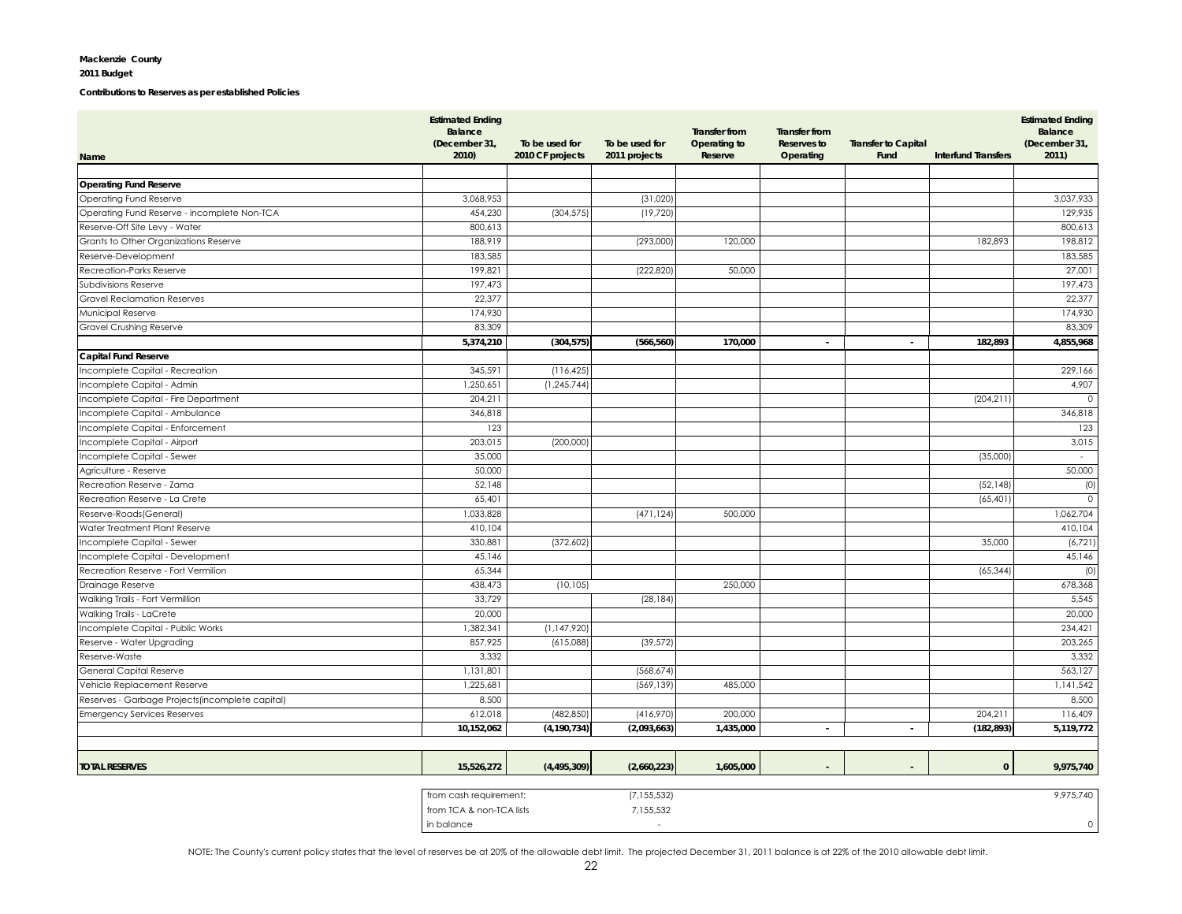**Mackenzie County**

**2011 Budget**

**Contributions to Reserves as per established Policies**

| Name | Estimated Ending Balance (December 31, 2010) | To be used for 2010 CF projects | To be used for 2011 projects | Transfer from Operating to Reserve | Transfer from Reserves to Operating | Transfer to Capital Fund | Interfund Transfers | Estimated Ending Balance (December 31, 2011) |
|---|---|---|---|---|---|---|---|---|
| **Operating Fund Reserve** | | | | | | | | |
| Operating Fund Reserve | 3,068,953 | | (31,020) | | | | | 3,037,933 |
| Operating Fund Reserve - incomplete Non-TCA | 454,230 | (304,575) | (19,720) | | | | | 129,935 |
| Reserve-Off Site Levy - Water | 800,613 | | | | | | | 800,613 |
| Grants to Other Organizations Reserve | 188,919 | | (293,000) | 120,000 | | | 182,893 | 198,812 |
| Reserve-Development | 183,585 | | | | | | | 183,585 |
| Recreation-Parks Reserve | 199,821 | | (222,820) | 50,000 | | | | 27,001 |
| Subdivisions Reserve | 197,473 | | | | | | | 197,473 |
| Gravel Reclamation Reserves | 22,377 | | | | | | | 22,377 |
| Municipal Reserve | 174,930 | | | | | | | 174,930 |
| Gravel Crushing Reserve | 83,309 | | | | | | | 83,309 |
| | **5,374,210** | **(304,575)** | **(566,560)** | **170,000** | **-** | **-** | **182,893** | **4,855,968** |
| **Capital Fund Reserve** | | | | | | | | |
| Incomplete Capital - Recreation | 345,591 | (116,425) | | | | | | 229,166 |
| Incomplete Capital - Admin | 1,250,651 | (1,245,744) | | | | | | 4,907 |
| Incomplete Capital - Fire Department | 204,211 | | | | | | (204,211) | 0 |
| Incomplete Capital - Ambulance | 346,818 | | | | | | | 346,818 |
| Incomplete Capital - Enforcement | 123 | | | | | | | 123 |
| Incomplete Capital - Airport | 203,015 | (200,000) | | | | | | 3,015 |
| Incomplete Capital - Sewer | 35,000 | | | | | | (35,000) | - |
| Agriculture - Reserve | 50,000 | | | | | | | 50,000 |
| Recreation Reserve - Zama | 52,148 | | | | | | (52,148) | (0) |
| Recreation Reserve - La Crete | 65,401 | | | | | | (65,401) | 0 |
| Reserve-Roads(General) | 1,033,828 | | (471,124) | 500,000 | | | | 1,062,704 |
| Water Treatment Plant Reserve | 410,104 | | | | | | | 410,104 |
| Incomplete Capital - Sewer | 330,881 | (372,602) | | | | | 35,000 | (6,721) |
| Incomplete Capital - Development | 45,146 | | | | | | | 45,146 |
| Recreation Reserve - Fort Vermilion | 65,344 | | | | | | (65,344) | (0) |
| Drainage Reserve | 438,473 | (10,105) | | 250,000 | | | | 678,368 |
| Walking Trails - Fort Vermillion | 33,729 | | (28,184) | | | | | 5,545 |
| Walking Trails - LaCrete | 20,000 | | | | | | | 20,000 |
| Incomplete Capital - Public Works | 1,382,341 | (1,147,920) | | | | | | 234,421 |
| Reserve - Water Upgrading | 857,925 | (615,088) | (39,572) | | | | | 203,265 |
| Reserve-Waste | 3,332 | | | | | | | 3,332 |
| General Capital Reserve | 1,131,801 | | (568,674) | | | | | 563,127 |
| Vehicle Replacement Reserve | 1,225,681 | | (569,139) | 485,000 | | | | 1,141,542 |
| Reserves - Garbage Projects(incomplete capital) | 8,500 | | | | | | | 8,500 |
| Emergency Services Reserves | 612,018 | (482,850) | (416,970) | 200,000 | | | 204,211 | 116,409 |
| | **10,152,062** | **(4,190,734)** | **(2,093,663)** | **1,435,000** | **-** | **-** | **(182,893)** | **5,119,772** |
| | | | | | | | | |
| **TOTAL RESERVES** | **15,526,272** | **(4,495,309)** | **(2,660,223)** | **1,605,000** | **-** | **-** | **0** | **9,975,740** |

| | | | |
|---|---|---|---|
| from cash requirement: | | (7,155,532) | 9,975,740 |
| from TCA & non-TCA lists | | 7,155,532 | |
| in balance | | - | 0 |

NOTE: The County's current policy states that the level of reserves be at 20% of the allowable debt limit. The projected December 31, 2011 balance is at 22% of the 2010 allowable debt limit.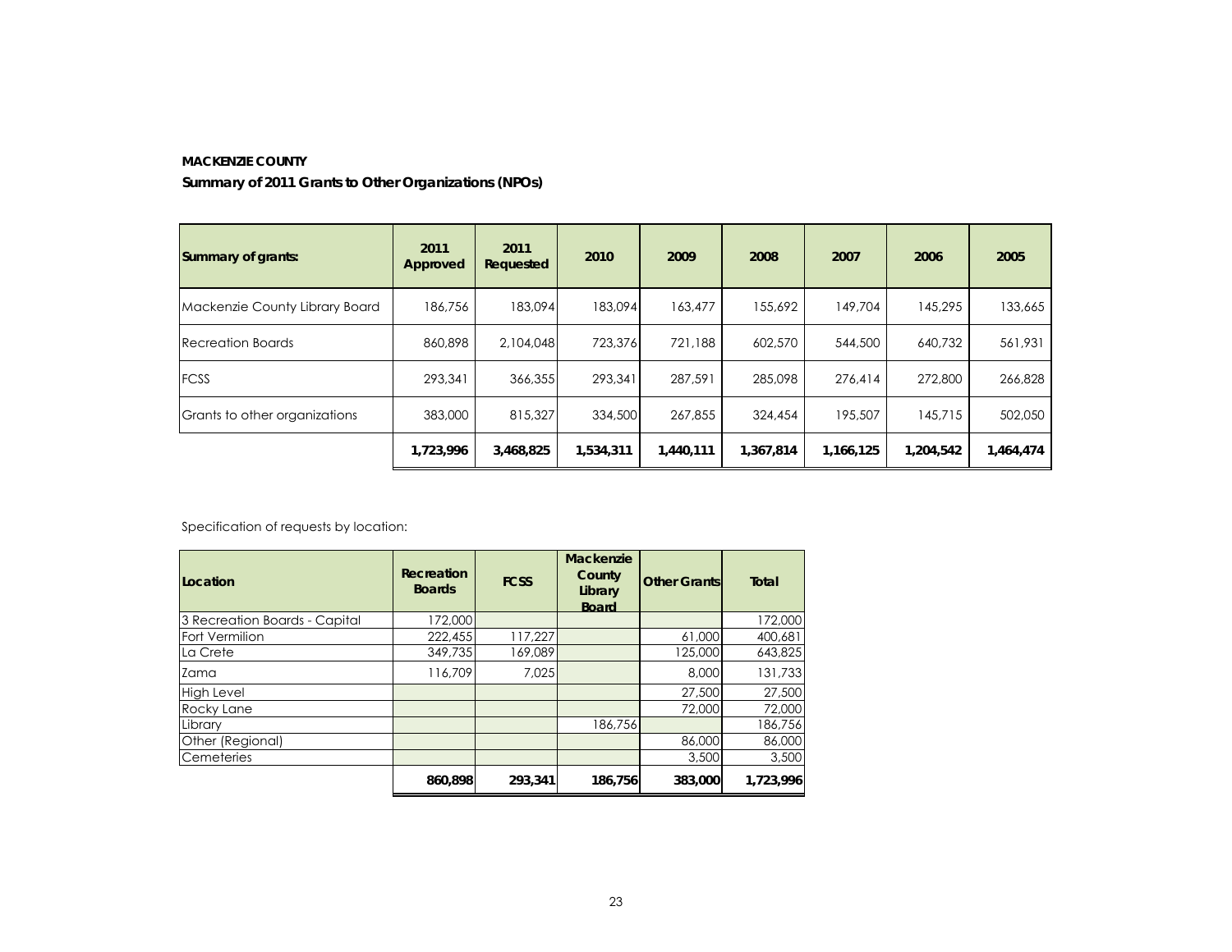**MACKENZIE COUNTY**

**Summary of 2011 Grants to Other Organizations (NPOs)**

| Summary of grants: | 2011 Approved | 2011 Requested | 2010 | 2009 | 2008 | 2007 | 2006 | 2005 |
|---|---|---|---|---|---|---|---|---|
| Mackenzie County Library Board | 186,756 | 183,094 | 183,094 | 163,477 | 155,692 | 149,704 | 145,295 | 133,665 |
| Recreation Boards | 860,898 | 2,104,048 | 723,376 | 721,188 | 602,570 | 544,500 | 640,732 | 561,931 |
| FCSS | 293,341 | 366,355 | 293,341 | 287,591 | 285,098 | 276,414 | 272,800 | 266,828 |
| Grants to other organizations | 383,000 | 815,327 | 334,500 | 267,855 | 324,454 | 195,507 | 145,715 | 502,050 |
| | **1,723,996** | **3,468,825** | **1,534,311** | **1,440,111** | **1,367,814** | **1,166,125** | **1,204,542** | **1,464,474** |

Specification of requests by location:

| Location | Recreation Boards | FCSS | Mackenzie County Library Board | Other Grants | Total |
|---|---|---|---|---|---|
| 3 Recreation Boards - Capital | 172,000 | | | | 172,000 |
| Fort Vermilion | 222,455 | 117,227 | | 61,000 | 400,681 |
| La Crete | 349,735 | 169,089 | | 125,000 | 643,825 |
| Zama | 116,709 | 7,025 | | 8,000 | 131,733 |
| High Level | | | | 27,500 | 27,500 |
| Rocky Lane | | | | 72,000 | 72,000 |
| Library | | | 186,756 | | 186,756 |
| Other (Regional) | | | | 86,000 | 86,000 |
| Cemeteries | | | | 3,500 | 3,500 |
| | **860,898** | **293,341** | **186,756** | **383,000** | **1,723,996** |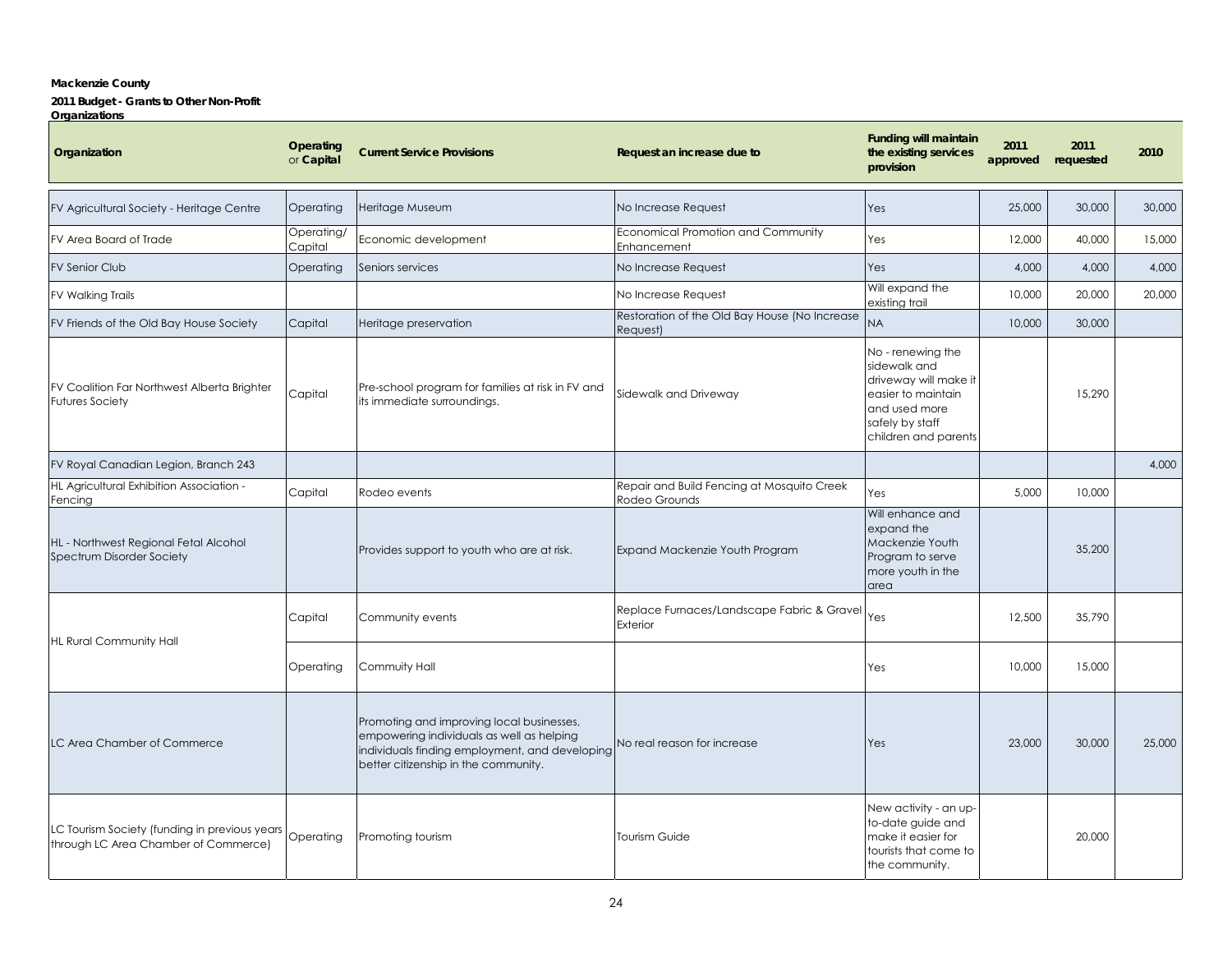**Mackenzie County**

**2011 Budget - Grants to Other Non-Profit Organizations**

| Organization | Operating or Capital | Current Service Provisions | Request an increase due to | Funding will maintain the existing services provision | 2011 approved | 2011 requested | 2010 |
|---|---|---|---|---|---|---|---|
| FV Agricultural Society - Heritage Centre | Operating | Heritage Museum | No Increase Request | Yes | 25,000 | 30,000 | 30,000 |
| FV Area Board of Trade | Operating/ Capital | Economic development | Economical Promotion and Community Enhancement | Yes | 12,000 | 40,000 | 15,000 |
| FV Senior Club | Operating | Seniors services | No Increase Request | Yes | 4,000 | 4,000 | 4,000 |
| FV Walking Trails | | | No Increase Request | Will expand the existing trail | 10,000 | 20,000 | 20,000 |
| FV Friends of the Old Bay House Society | Capital | Heritage preservation | Restoration of the Old Bay House (No Increase Request) | NA | 10,000 | 30,000 | |
| FV Coalition Far Northwest Alberta Brighter Futures Society | Capital | Pre-school program for families at risk in FV and its immediate surroundings. | Sidewalk and Driveway | No - renewing the sidewalk and driveway will make it easier to maintain and used more safely by staff children and parents | | 15,290 | |
| FV Royal Canadian Legion, Branch 243 | | | | | | | 4,000 |
| HL Agricultural Exhibition Association - Fencing | Capital | Rodeo events | Repair and Build Fencing at Mosquito Creek Rodeo Grounds | Yes | 5,000 | 10,000 | |
| HL - Northwest Regional Fetal Alcohol Spectrum Disorder Society | | Provides support to youth who are at risk. | Expand Mackenzie Youth Program | Will enhance and expand the Mackenzie Youth Program to serve more youth in the area | | 35,200 | |
| HL Rural Community Hall | Capital | Community events | Replace Furnaces/Landscape Fabric & Gravel Exterior | Yes | 12,500 | 35,790 | |
| | Operating | Commuity Hall | | Yes | 10,000 | 15,000 | |
| LC Area Chamber of Commerce | | Promoting and improving local businesses, empowering individuals as well as helping individuals finding employment, and developing better citizenship in the community. | No real reason for increase | Yes | 23,000 | 30,000 | 25,000 |
| LC Tourism Society (funding in previous years through LC Area Chamber of Commerce) | Operating | Promoting tourism | Tourism Guide | New activity - an up-to-date guide and make it easier for tourists that come to the community. | | 20,000 | |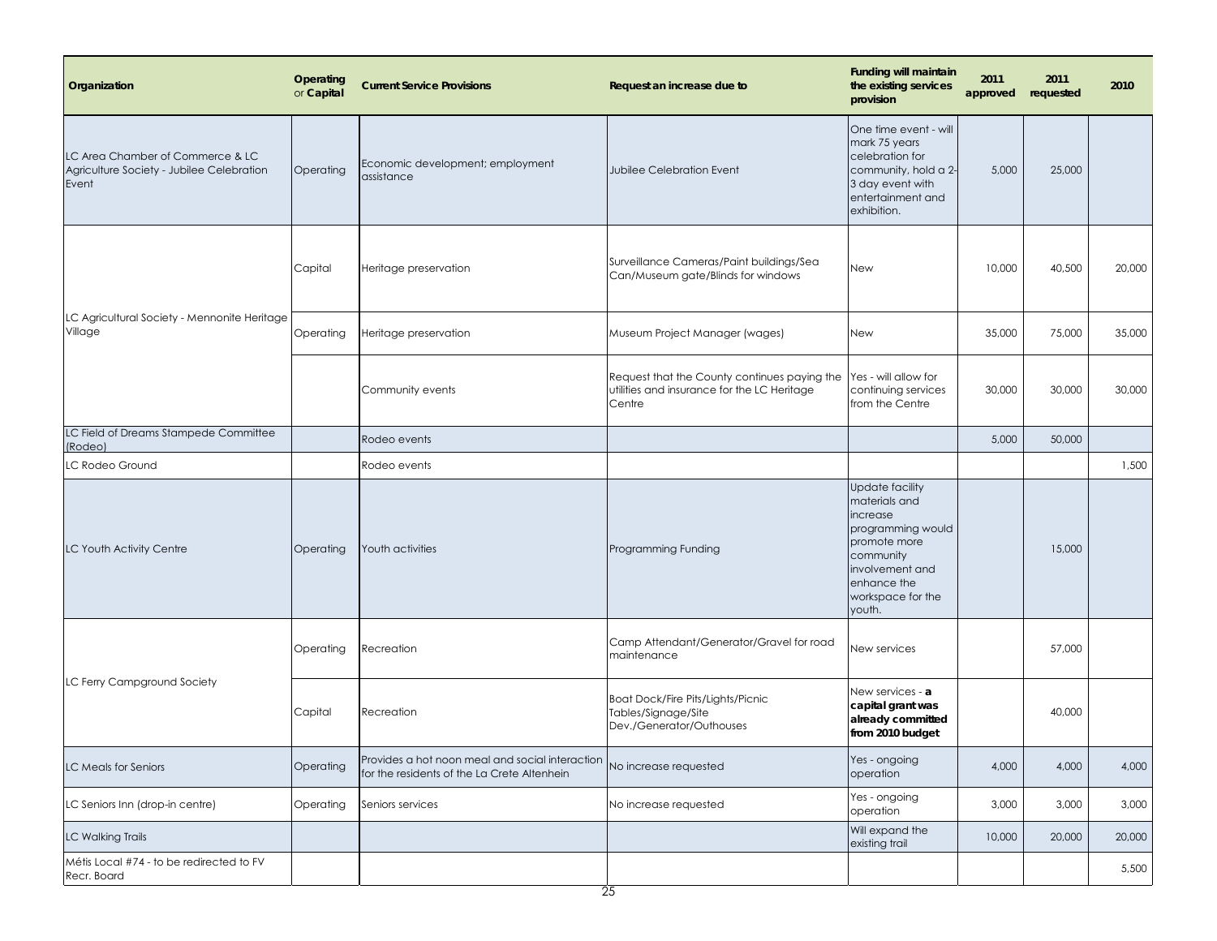| Organization | Operating or Capital | Current Service Provisions | Request an increase due to | Funding will maintain the existing services provision | 2011 approved | 2011 requested | 2010 |
|---|---|---|---|---|---|---|---|
| LC Area Chamber of Commerce & LC Agriculture Society - Jubilee Celebration Event | Operating | Economic development; employment assistance | Jubilee Celebration Event | One time event - will mark 75 years celebration for community, hold a 2-3 day event with entertainment and exhibition. | 5,000 | 25,000 | |
| LC Agricultural Society - Mennonite Heritage Village | Capital | Heritage preservation | Surveillance Cameras/Paint buildings/Sea Can/Museum gate/Blinds for windows | New | 10,000 | 40,500 | 20,000 |
| | Operating | Heritage preservation | Museum Project Manager (wages) | New | 35,000 | 75,000 | 35,000 |
| | | Community events | Request that the County continues paying the utilities and insurance for the LC Heritage Centre | Yes - will allow for continuing services from the Centre | 30,000 | 30,000 | 30,000 |
| LC Field of Dreams Stampede Committee (Rodeo) | | Rodeo events | | | 5,000 | 50,000 | |
| LC Rodeo Ground | | Rodeo events | | | | | 1,500 |
| LC Youth Activity Centre | Operating | Youth activities | Programming Funding | Update facility materials and increase programming would promote more community involvement and enhance the workspace for the youth. | | 15,000 | |
| LC Ferry Campground Society | Operating | Recreation | Camp Attendant/Generator/Gravel for road maintenance | New services | | 57,000 | |
| | Capital | Recreation | Boat Dock/Fire Pits/Lights/Picnic Tables/Signage/Site Dev./Generator/Outhouses | New services - **a capital grant was already committed from 2010 budget** | | 40,000 | |
| LC Meals for Seniors | Operating | Provides a hot noon meal and social interaction for the residents of the La Crete Altenhein | No increase requested | Yes - ongoing operation | 4,000 | 4,000 | 4,000 |
| LC Seniors Inn (drop-in centre) | Operating | Seniors services | No increase requested | Yes - ongoing operation | 3,000 | 3,000 | 3,000 |
| LC Walking Trails | | | | Will expand the existing trail | 10,000 | 20,000 | 20,000 |
| Métis Local #74 - to be redirected to FV Recr. Board | | | | | | | 5,500 |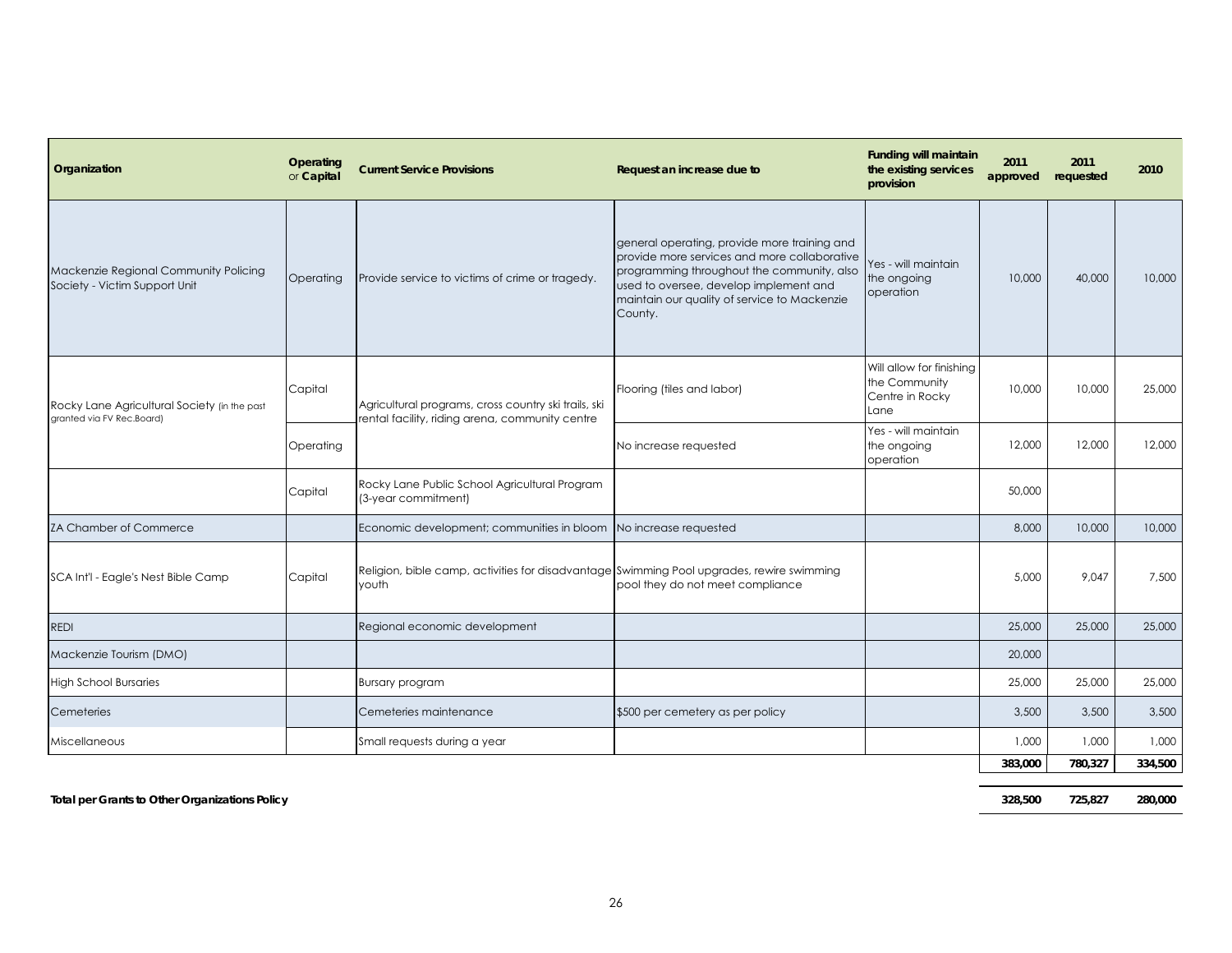| Organization | Operating or Capital | Current Service Provisions | Request an increase due to | Funding will maintain the existing services provision | 2011 approved | 2011 requested | 2010 |
|---|---|---|---|---|---|---|---|
| Mackenzie Regional Community Policing Society - Victim Support Unit | Operating | Provide service to victims of crime or tragedy. | general operating, provide more training and provide more services and more collaborative programming throughout the community, also used to oversee, develop implement and maintain our quality of service to Mackenzie County. | Yes - will maintain the ongoing operation | 10,000 | 40,000 | 10,000 |
| Rocky Lane Agricultural Society (in the past granted via FV Rec.Board) | Capital | Agricultural programs, cross country ski trails, ski rental facility, riding arena, community centre | Flooring (tiles and labor) | Will allow for finishing the Community Centre in Rocky Lane | 10,000 | 10,000 | 25,000 |
| | Operating | | No increase requested | Yes - will maintain the ongoing operation | 12,000 | 12,000 | 12,000 |
| | Capital | Rocky Lane Public School Agricultural Program (3-year commitment) | | | 50,000 | | |
| ZA Chamber of Commerce | | Economic development; communities in bloom | No increase requested | | 8,000 | 10,000 | 10,000 |
| SCA Int'l - Eagle's Nest Bible Camp | Capital | Religion, bible camp, activities for disadvantage youth | Swimming Pool upgrades, rewire swimming pool they do not meet compliance | | 5,000 | 9,047 | 7,500 |
| REDI | | Regional economic development | | | 25,000 | 25,000 | 25,000 |
| Mackenzie Tourism (DMO) | | | | | 20,000 | | |
| High School Bursaries | | Bursary program | | | 25,000 | 25,000 | 25,000 |
| Cemeteries | | Cemeteries maintenance | $500 per cemetery as per policy | | 3,500 | 3,500 | 3,500 |
| Miscellaneous | | Small requests during a year | | | 1,000 | 1,000 | 1,000 |
| | | | | | **383,000** | **780,327** | **334,500** |
| **Total per Grants to Other Organizations Policy** | | | | | **328,500** | **725,827** | **280,000** |